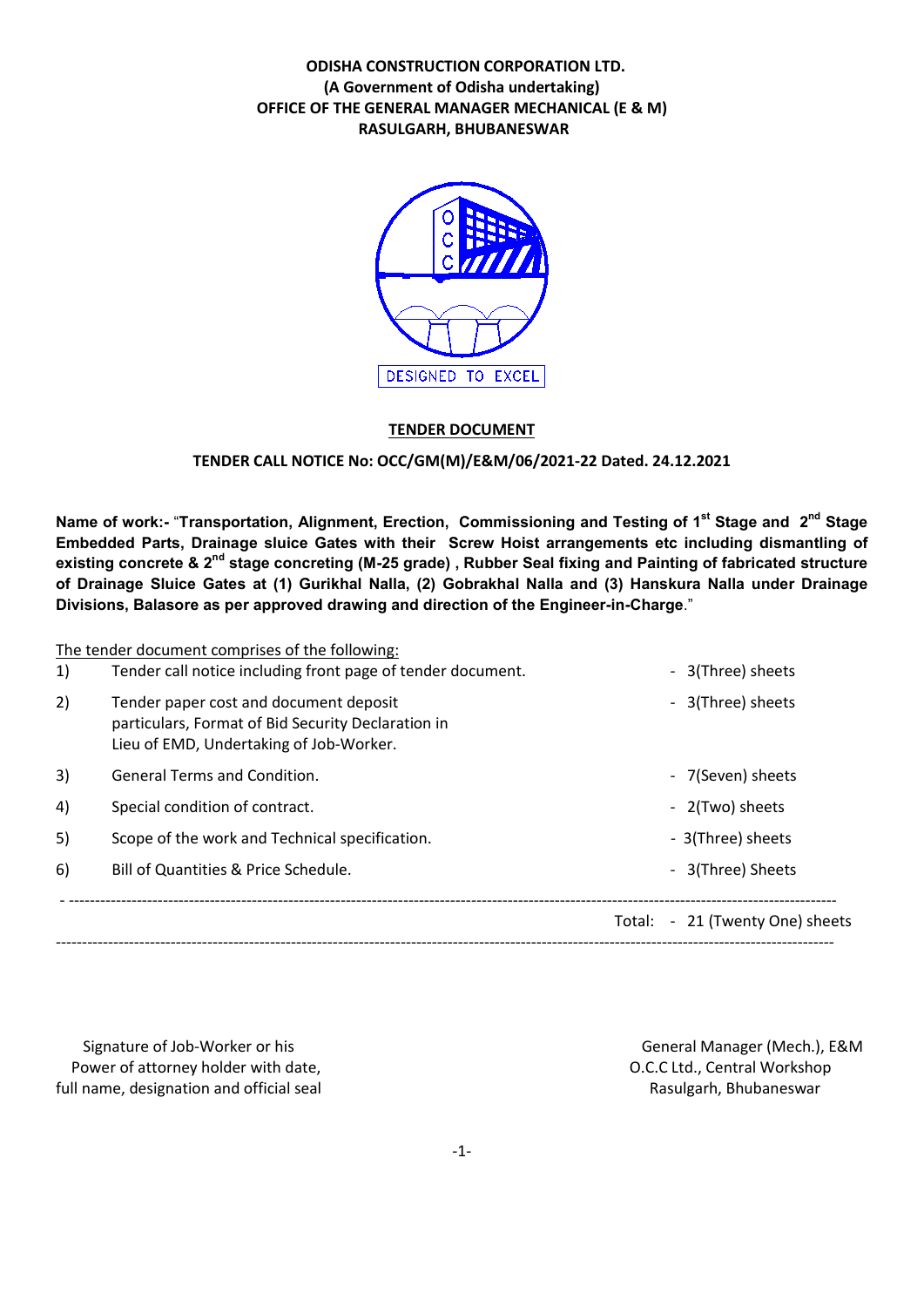**ODISHA CONSTRUCTION CORPORATION LTD.**
**(A Government of Odisha undertaking)**
**OFFICE OF THE GENERAL MANAGER MECHANICAL (E & M)**
**RASULGARH, BHUBANESWAR**

DESIGNED TO EXCEL

## TENDER DOCUMENT

**TENDER CALL NOTICE No: OCC/GM(M)/E&M/06/2021-22 Dated. 24.12.2021**

**Name of work:-** "**Transportation, Alignment, Erection, Commissioning and Testing of 1st Stage and 2nd Stage Embedded Parts, Drainage sluice Gates with their Screw Hoist arrangements etc including dismantling of existing concrete & 2nd stage concreting (M-25 grade) , Rubber Seal fixing and Painting of fabricated structure of Drainage Sluice Gates at (1) Gurikhal Nalla, (2) Gobrakhal Nalla and (3) Hanskura Nalla under Drainage Divisions, Balasore as per approved drawing and direction of the Engineer-in-Charge**."

The tender document comprises of the following:

| | | |
|---|---|---|
| 1) | Tender call notice including front page of tender document. | - 3(Three) sheets |
| 2) | Tender paper cost and document deposit particulars, Format of Bid Security Declaration in Lieu of EMD, Undertaking of Job-Worker. | - 3(Three) sheets |
| 3) | General Terms and Condition. | - 7(Seven) sheets |
| 4) | Special condition of contract. | - 2(Two) sheets |
| 5) | Scope of the work and Technical specification. | - 3(Three) sheets |
| 6) | Bill of Quantities & Price Schedule. | - 3(Three) Sheets |
| | Total: | - 21 (Twenty One) sheets |

Signature of Job-Worker or his
Power of attorney holder with date,
full name, designation and official seal

General Manager (Mech.), E&M
O.C.C Ltd., Central Workshop
Rasulgarh, Bhubaneswar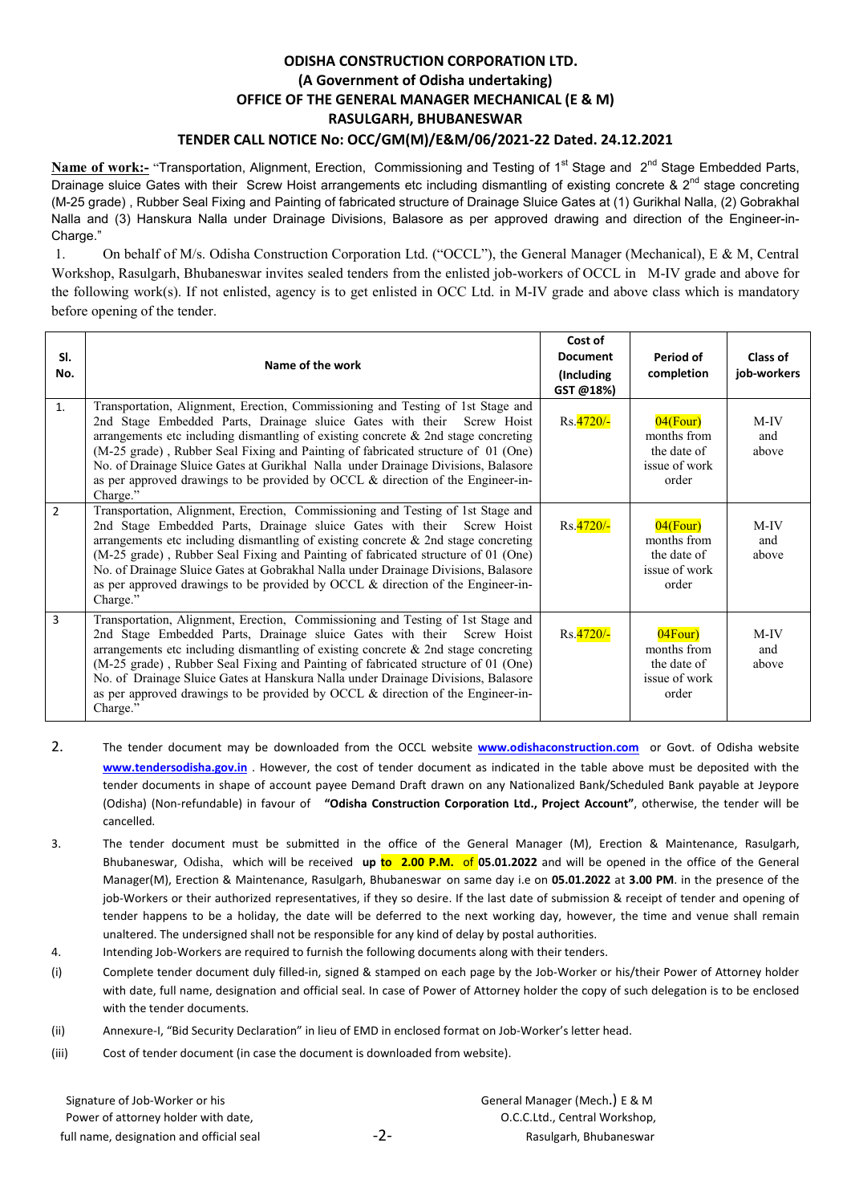# ODISHA CONSTRUCTION CORPORATION LTD.
## (A Government of Odisha undertaking)
## OFFICE OF THE GENERAL MANAGER MECHANICAL (E & M)
## RASULGARH, BHUBANESWAR
### TENDER CALL NOTICE No: OCC/GM(M)/E&M/06/2021-22 Dated. 24.12.2021

**Name of work:-** "Transportation, Alignment, Erection, Commissioning and Testing of 1st Stage and 2nd Stage Embedded Parts, Drainage sluice Gates with their Screw Hoist arrangements etc including dismantling of existing concrete & 2nd stage concreting (M-25 grade) , Rubber Seal Fixing and Painting of fabricated structure of Drainage Sluice Gates at (1) Gurikhal Nalla, (2) Gobrakhal Nalla and (3) Hanskura Nalla under Drainage Divisions, Balasore as per approved drawing and direction of the Engineer-in-Charge."

1. On behalf of M/s. Odisha Construction Corporation Ltd. ("OCCL"), the General Manager (Mechanical), E & M, Central Workshop, Rasulgarh, Bhubaneswar invites sealed tenders from the enlisted job-workers of OCCL in M-IV grade and above for the following work(s). If not enlisted, agency is to get enlisted in OCC Ltd. in M-IV grade and above class which is mandatory before opening of the tender.

| Sl. No. | Name of the work | Cost of Document (Including GST @18%) | Period of completion | Class of job-workers |
|---|---|---|---|---|
| 1. | Transportation, Alignment, Erection, Commissioning and Testing of 1st Stage and 2nd Stage Embedded Parts, Drainage sluice Gates with their Screw Hoist arrangements etc including dismantling of existing concrete & 2nd stage concreting (M-25 grade) , Rubber Seal Fixing and Painting of fabricated structure of 01 (One) No. of Drainage Sluice Gates at Gurikhal Nalla under Drainage Divisions, Balasore as per approved drawings to be provided by OCCL & direction of the Engineer-in-Charge." | Rs.4720/- | 04(Four) months from the date of issue of work order | M-IV and above |
| 2 | Transportation, Alignment, Erection, Commissioning and Testing of 1st Stage and 2nd Stage Embedded Parts, Drainage sluice Gates with their Screw Hoist arrangements etc including dismantling of existing concrete & 2nd stage concreting (M-25 grade) , Rubber Seal Fixing and Painting of fabricated structure of 01 (One) No. of Drainage Sluice Gates at Gobrakhal Nalla under Drainage Divisions, Balasore as per approved drawings to be provided by OCCL & direction of the Engineer-in-Charge." | Rs.4720/- | 04(Four) months from the date of issue of work order | M-IV and above |
| 3 | Transportation, Alignment, Erection, Commissioning and Testing of 1st Stage and 2nd Stage Embedded Parts, Drainage sluice Gates with their Screw Hoist arrangements etc including dismantling of existing concrete & 2nd stage concreting (M-25 grade) , Rubber Seal Fixing and Painting of fabricated structure of 01 (One) No. of Drainage Sluice Gates at Hanskura Nalla under Drainage Divisions, Balasore as per approved drawings to be provided by OCCL & direction of the Engineer-in-Charge." | Rs.4720/- | 04Four) months from the date of issue of work order | M-IV and above |

2. The tender document may be downloaded from the OCCL website **www.odishaconstruction.com** or Govt. of Odisha website **www.tendersodisha.gov.in** . However, the cost of tender document as indicated in the table above must be deposited with the tender documents in shape of account payee Demand Draft drawn on any Nationalized Bank/Scheduled Bank payable at Jeypore (Odisha) (Non-refundable) in favour of **"Odisha Construction Corporation Ltd., Project Account"**, otherwise, the tender will be cancelled.

3. The tender document must be submitted in the office of the General Manager (M), Erection & Maintenance, Rasulgarh, Bhubaneswar, Odisha, which will be received **up to 2.00 P.M.** of **05.01.2022** and will be opened in the office of the General Manager(M), Erection & Maintenance, Rasulgarh, Bhubaneswar on same day i.e on **05.01.2022** at **3.00 PM**. in the presence of the job-Workers or their authorized representatives, if they so desire. If the last date of submission & receipt of tender and opening of tender happens to be a holiday, the date will be deferred to the next working day, however, the time and venue shall remain unaltered. The undersigned shall not be responsible for any kind of delay by postal authorities.

4. Intending Job-Workers are required to furnish the following documents along with their tenders.

(i) Complete tender document duly filled-in, signed & stamped on each page by the Job-Worker or his/their Power of Attorney holder with date, full name, designation and official seal. In case of Power of Attorney holder the copy of such delegation is to be enclosed with the tender documents.

(ii) Annexure-I, "Bid Security Declaration" in lieu of EMD in enclosed format on Job-Worker's letter head.

(iii) Cost of tender document (in case the document is downloaded from website).

Signature of Job-Worker or his Power of attorney holder with date, full name, designation and official seal

General Manager (Mech.) E & M
O.C.C.Ltd., Central Workshop,
Rasulgarh, Bhubaneswar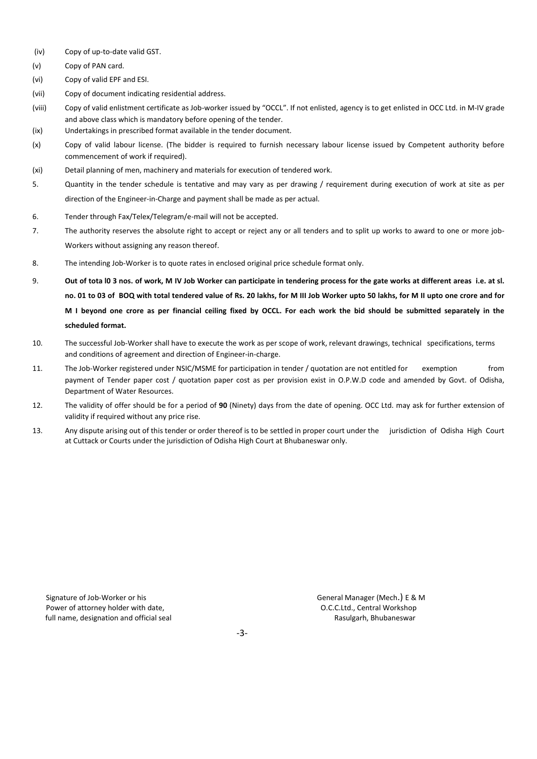(iv) Copy of up-to-date valid GST.

(v) Copy of PAN card.

(vi) Copy of valid EPF and ESI.

(vii) Copy of document indicating residential address.

(viii) Copy of valid enlistment certificate as Job-worker issued by "OCCL". If not enlisted, agency is to get enlisted in OCC Ltd. in M-IV grade and above class which is mandatory before opening of the tender.

(ix) Undertakings in prescribed format available in the tender document.

(x) Copy of valid labour license. (The bidder is required to furnish necessary labour license issued by Competent authority before commencement of work if required).

(xi) Detail planning of men, machinery and materials for execution of tendered work.

5. Quantity in the tender schedule is tentative and may vary as per drawing / requirement during execution of work at site as per direction of the Engineer-in-Charge and payment shall be made as per actual.

6. Tender through Fax/Telex/Telegram/e-mail will not be accepted.

7. The authority reserves the absolute right to accept or reject any or all tenders and to split up works to award to one or more job-Workers without assigning any reason thereof.

8. The intending Job-Worker is to quote rates in enclosed original price schedule format only.

9. **Out of tota l0 3 nos. of work, M IV Job Worker can participate in tendering process for the gate works at different areas i.e. at sl. no. 01 to 03 of BOQ with total tendered value of Rs. 20 lakhs, for M III Job Worker upto 50 lakhs, for M II upto one crore and for M I beyond one crore as per financial ceiling fixed by OCCL. For each work the bid should be submitted separately in the scheduled format.**

10. The successful Job-Worker shall have to execute the work as per scope of work, relevant drawings, technical specifications, terms and conditions of agreement and direction of Engineer-in-charge.

11. The Job-Worker registered under NSIC/MSME for participation in tender / quotation are not entitled for exemption from payment of Tender paper cost / quotation paper cost as per provision exist in O.P.W.D code and amended by Govt. of Odisha, Department of Water Resources.

12. The validity of offer should be for a period of **90** (Ninety) days from the date of opening. OCC Ltd. may ask for further extension of validity if required without any price rise.

13. Any dispute arising out of this tender or order thereof is to be settled in proper court under the jurisdiction of Odisha High Court at Cuttack or Courts under the jurisdiction of Odisha High Court at Bhubaneswar only.

Signature of Job-Worker or his
Power of attorney holder with date,
full name, designation and official seal

General Manager (Mech.) E & M
O.C.C.Ltd., Central Workshop
Rasulgarh, Bhubaneswar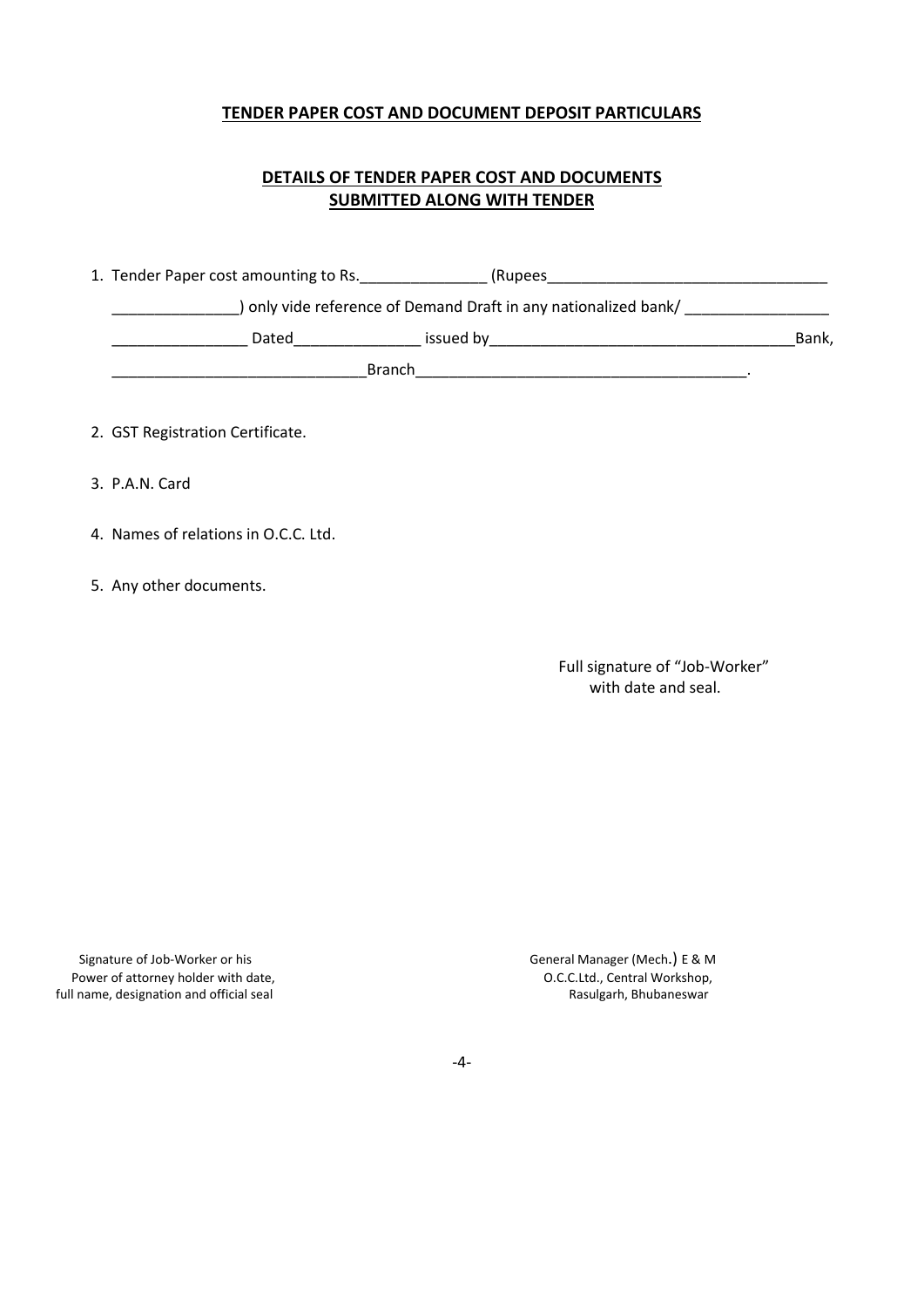## TENDER PAPER COST AND DOCUMENT DEPOSIT PARTICULARS

## DETAILS OF TENDER PAPER COST AND DOCUMENTS SUBMITTED ALONG WITH TENDER

1. Tender Paper cost amounting to Rs._______________ (Rupees_________________________________ _______________) only vide reference of Demand Draft in any nationalized bank/ _________________ ________________ Dated_______________ issued by____________________________________Bank, _____________________________Branch_______________________________________.

2. GST Registration Certificate.

3. P.A.N. Card

4. Names of relations in O.C.C. Ltd.

5. Any other documents.

Full signature of "Job-Worker"
with date and seal.

Signature of Job-Worker or his
Power of attorney holder with date,
full name, designation and official seal

General Manager (Mech.) E & M
O.C.C.Ltd., Central Workshop,
Rasulgarh, Bhubaneswar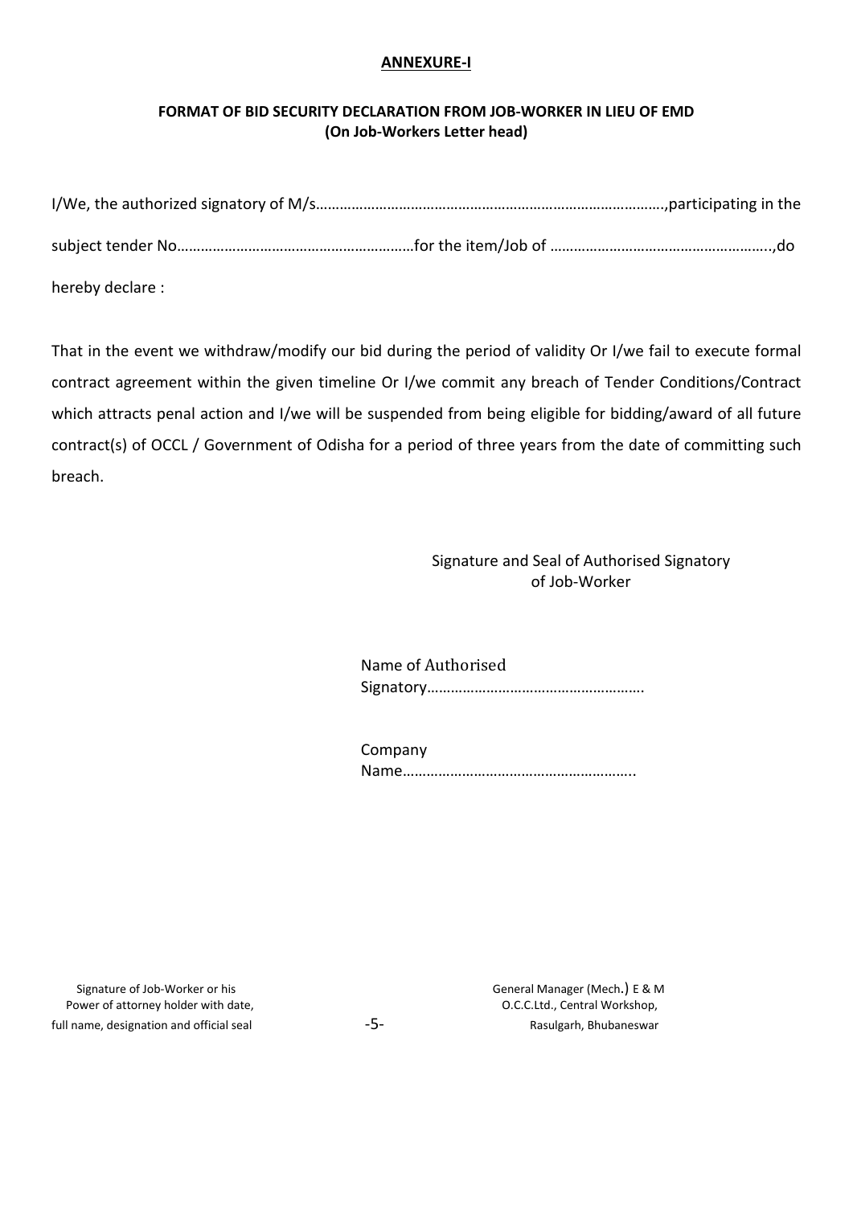**ANNEXURE-I**

**FORMAT OF BID SECURITY DECLARATION FROM JOB-WORKER IN LIEU OF EMD**
**(On Job-Workers Letter head)**

I/We, the authorized signatory of M/s……………………………………………………………………………,participating in the subject tender No……………………………………………………for the item/Job of ………………………………………………..,do hereby declare :

That in the event we withdraw/modify our bid during the period of validity Or I/we fail to execute formal contract agreement within the given timeline Or I/we commit any breach of Tender Conditions/Contract which attracts penal action and I/we will be suspended from being eligible for bidding/award of all future contract(s) of OCCL / Government of Odisha for a period of three years from the date of committing such breach.

Signature and Seal of Authorised Signatory of Job-Worker

Name of Authorised Signatory……………………………………………….

Company Name…………………………………………………..

Signature of Job-Worker or his Power of attorney holder with date, full name, designation and official seal

General Manager (Mech.) E & M
O.C.C.Ltd., Central Workshop,
Rasulgarh, Bhubaneswar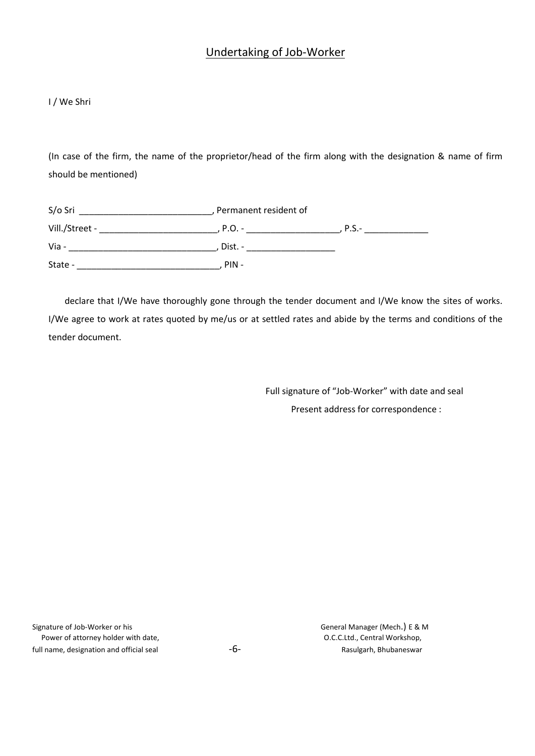## Undertaking of Job-Worker

I / We Shri

(In case of the firm, the name of the proprietor/head of the firm along with the designation & name of firm should be mentioned)

S/o Sri ___________________________, Permanent resident of

Vill./Street - ________________________, P.O. - ___________________, P.S.- _____________

Via - ______________________________, Dist. - __________________

State - _____________________________, PIN -

declare that I/We have thoroughly gone through the tender document and I/We know the sites of works. I/We agree to work at rates quoted by me/us or at settled rates and abide by the terms and conditions of the tender document.

Full signature of "Job-Worker" with date and seal

Present address for correspondence :

Signature of Job-Worker or his
Power of attorney holder with date,
full name, designation and official seal

General Manager (Mech.) E & M
O.C.C.Ltd., Central Workshop,
Rasulgarh, Bhubaneswar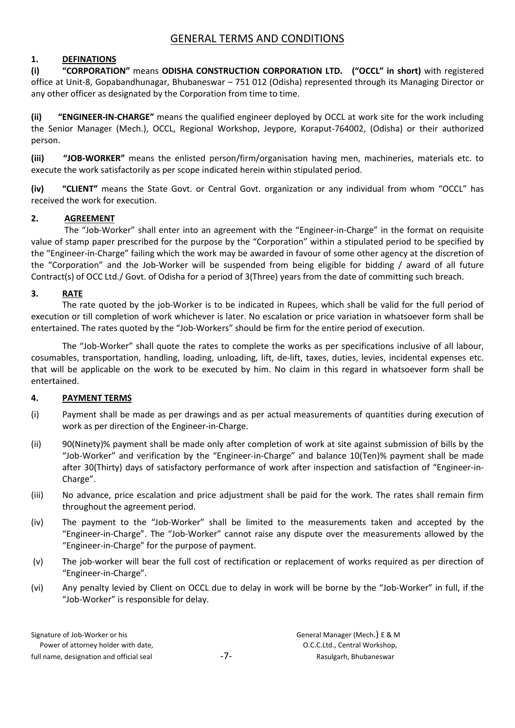# GENERAL TERMS AND CONDITIONS

## 1. DEFINATIONS

**(i) "CORPORATION"** means **ODISHA CONSTRUCTION CORPORATION LTD. ("OCCL" in short)** with registered office at Unit-8, Gopabandhunagar, Bhubaneswar – 751 012 (Odisha) represented through its Managing Director or any other officer as designated by the Corporation from time to time.

**(ii) "ENGINEER-IN-CHARGE"** means the qualified engineer deployed by OCCL at work site for the work including the Senior Manager (Mech.), OCCL, Regional Workshop, Jeypore, Koraput-764002, (Odisha) or their authorized person.

**(iii) "JOB-WORKER"** means the enlisted person/firm/organisation having men, machineries, materials etc. to execute the work satisfactorily as per scope indicated herein within stipulated period.

**(iv) "CLIENT"** means the State Govt. or Central Govt. organization or any individual from whom "OCCL" has received the work for execution.

## 2. AGREEMENT

The "Job-Worker" shall enter into an agreement with the "Engineer-in-Charge" in the format on requisite value of stamp paper prescribed for the purpose by the "Corporation" within a stipulated period to be specified by the "Engineer-in-Charge" failing which the work may be awarded in favour of some other agency at the discretion of the "Corporation" and the Job-Worker will be suspended from being eligible for bidding / award of all future Contract(s) of OCC Ltd./ Govt. of Odisha for a period of 3(Three) years from the date of committing such breach.

## 3. RATE

The rate quoted by the job-Worker is to be indicated in Rupees, which shall be valid for the full period of execution or till completion of work whichever is later. No escalation or price variation in whatsoever form shall be entertained. The rates quoted by the "Job-Workers" should be firm for the entire period of execution.

The "Job-Worker" shall quote the rates to complete the works as per specifications inclusive of all labour, cosumables, transportation, handling, loading, unloading, lift, de-lift, taxes, duties, levies, incidental expenses etc. that will be applicable on the work to be executed by him. No claim in this regard in whatsoever form shall be entertained.

## 4. PAYMENT TERMS

(i) Payment shall be made as per drawings and as per actual measurements of quantities during execution of work as per direction of the Engineer-in-Charge.

(ii) 90(Ninety)% payment shall be made only after completion of work at site against submission of bills by the "Job-Worker" and verification by the "Engineer-in-Charge" and balance 10(Ten)% payment shall be made after 30(Thirty) days of satisfactory performance of work after inspection and satisfaction of "Engineer-in-Charge".

(iii) No advance, price escalation and price adjustment shall be paid for the work. The rates shall remain firm throughout the agreement period.

(iv) The payment to the "Job-Worker" shall be limited to the measurements taken and accepted by the "Engineer-in-Charge". The "Job-Worker" cannot raise any dispute over the measurements allowed by the "Engineer-in-Charge" for the purpose of payment.

(v) The job-worker will bear the full cost of rectification or replacement of works required as per direction of "Engineer-in-Charge".

(vi) Any penalty levied by Client on OCCL due to delay in work will be borne by the "Job-Worker" in full, if the "Job-Worker" is responsible for delay.

Signature of Job-Worker or his Power of attorney holder with date, full name, designation and official seal

General Manager (Mech.) E & M
O.C.C.Ltd., Central Workshop,
Rasulgarh, Bhubaneswar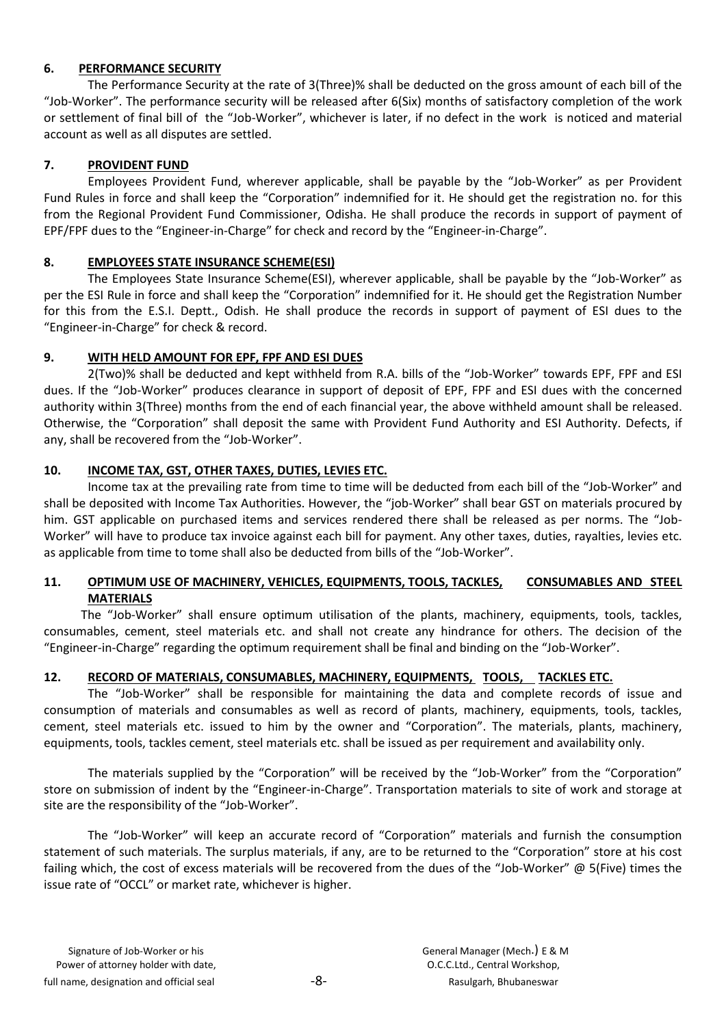## 6. PERFORMANCE SECURITY

The Performance Security at the rate of 3(Three)% shall be deducted on the gross amount of each bill of the "Job-Worker". The performance security will be released after 6(Six) months of satisfactory completion of the work or settlement of final bill of the "Job-Worker", whichever is later, if no defect in the work is noticed and material account as well as all disputes are settled.

## 7. PROVIDENT FUND

Employees Provident Fund, wherever applicable, shall be payable by the "Job-Worker" as per Provident Fund Rules in force and shall keep the "Corporation" indemnified for it. He should get the registration no. for this from the Regional Provident Fund Commissioner, Odisha. He shall produce the records in support of payment of EPF/FPF dues to the "Engineer-in-Charge" for check and record by the "Engineer-in-Charge".

## 8. EMPLOYEES STATE INSURANCE SCHEME(ESI)

The Employees State Insurance Scheme(ESI), wherever applicable, shall be payable by the "Job-Worker" as per the ESI Rule in force and shall keep the "Corporation" indemnified for it. He should get the Registration Number for this from the E.S.I. Deptt., Odish. He shall produce the records in support of payment of ESI dues to the "Engineer-in-Charge" for check & record.

## 9. WITH HELD AMOUNT FOR EPF, FPF AND ESI DUES

2(Two)% shall be deducted and kept withheld from R.A. bills of the "Job-Worker" towards EPF, FPF and ESI dues. If the "Job-Worker" produces clearance in support of deposit of EPF, FPF and ESI dues with the concerned authority within 3(Three) months from the end of each financial year, the above withheld amount shall be released. Otherwise, the "Corporation" shall deposit the same with Provident Fund Authority and ESI Authority. Defects, if any, shall be recovered from the "Job-Worker".

## 10. INCOME TAX, GST, OTHER TAXES, DUTIES, LEVIES ETC.

Income tax at the prevailing rate from time to time will be deducted from each bill of the "Job-Worker" and shall be deposited with Income Tax Authorities. However, the "job-Worker" shall bear GST on materials procured by him. GST applicable on purchased items and services rendered there shall be released as per norms. The "Job-Worker" will have to produce tax invoice against each bill for payment. Any other taxes, duties, rayalties, levies etc. as applicable from time to tome shall also be deducted from bills of the "Job-Worker".

## 11. OPTIMUM USE OF MACHINERY, VEHICLES, EQUIPMENTS, TOOLS, TACKLES, CONSUMABLES AND STEEL MATERIALS

The "Job-Worker" shall ensure optimum utilisation of the plants, machinery, equipments, tools, tackles, consumables, cement, steel materials etc. and shall not create any hindrance for others. The decision of the "Engineer-in-Charge" regarding the optimum requirement shall be final and binding on the "Job-Worker".

## 12. RECORD OF MATERIALS, CONSUMABLES, MACHINERY, EQUIPMENTS, TOOLS, TACKLES ETC.

The "Job-Worker" shall be responsible for maintaining the data and complete records of issue and consumption of materials and consumables as well as record of plants, machinery, equipments, tools, tackles, cement, steel materials etc. issued to him by the owner and "Corporation". The materials, plants, machinery, equipments, tools, tackles cement, steel materials etc. shall be issued as per requirement and availability only.

The materials supplied by the "Corporation" will be received by the "Job-Worker" from the "Corporation" store on submission of indent by the "Engineer-in-Charge". Transportation materials to site of work and storage at site are the responsibility of the "Job-Worker".

The "Job-Worker" will keep an accurate record of "Corporation" materials and furnish the consumption statement of such materials. The surplus materials, if any, are to be returned to the "Corporation" store at his cost failing which, the cost of excess materials will be recovered from the dues of the "Job-Worker" @ 5(Five) times the issue rate of "OCCL" or market rate, whichever is higher.

Signature of Job-Worker or his Power of attorney holder with date, full name, designation and official seal

General Manager (Mech.) E & M O.C.C.Ltd., Central Workshop, Rasulgarh, Bhubaneswar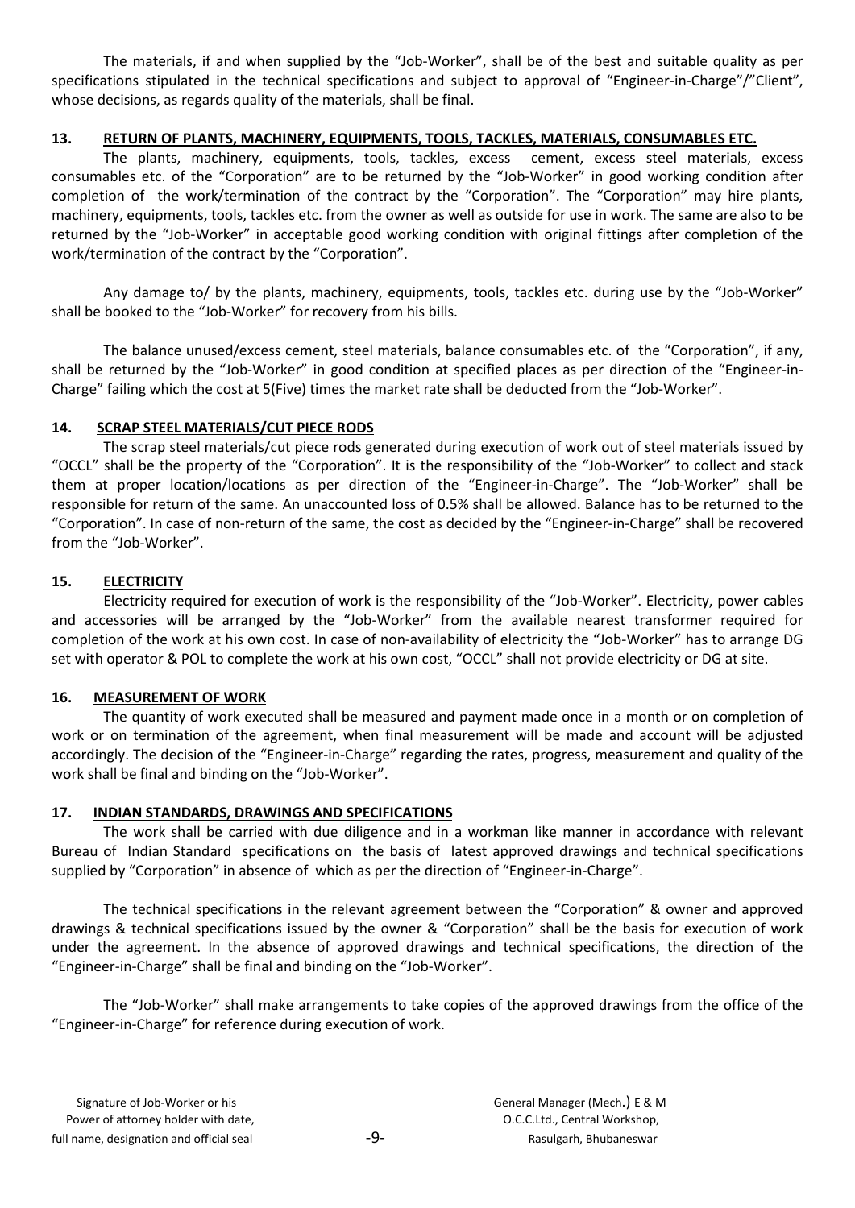The materials, if and when supplied by the "Job-Worker", shall be of the best and suitable quality as per specifications stipulated in the technical specifications and subject to approval of "Engineer-in-Charge"/"Client", whose decisions, as regards quality of the materials, shall be final.

## 13. RETURN OF PLANTS, MACHINERY, EQUIPMENTS, TOOLS, TACKLES, MATERIALS, CONSUMABLES ETC.

The plants, machinery, equipments, tools, tackles, excess cement, excess steel materials, excess consumables etc. of the "Corporation" are to be returned by the "Job-Worker" in good working condition after completion of the work/termination of the contract by the "Corporation". The "Corporation" may hire plants, machinery, equipments, tools, tackles etc. from the owner as well as outside for use in work. The same are also to be returned by the "Job-Worker" in acceptable good working condition with original fittings after completion of the work/termination of the contract by the "Corporation".

Any damage to/ by the plants, machinery, equipments, tools, tackles etc. during use by the "Job-Worker" shall be booked to the "Job-Worker" for recovery from his bills.

The balance unused/excess cement, steel materials, balance consumables etc. of the "Corporation", if any, shall be returned by the "Job-Worker" in good condition at specified places as per direction of the "Engineer-in-Charge" failing which the cost at 5(Five) times the market rate shall be deducted from the "Job-Worker".

## 14. SCRAP STEEL MATERIALS/CUT PIECE RODS

The scrap steel materials/cut piece rods generated during execution of work out of steel materials issued by "OCCL" shall be the property of the "Corporation". It is the responsibility of the "Job-Worker" to collect and stack them at proper location/locations as per direction of the "Engineer-in-Charge". The "Job-Worker" shall be responsible for return of the same. An unaccounted loss of 0.5% shall be allowed. Balance has to be returned to the "Corporation". In case of non-return of the same, the cost as decided by the "Engineer-in-Charge" shall be recovered from the "Job-Worker".

## 15. ELECTRICITY

Electricity required for execution of work is the responsibility of the "Job-Worker". Electricity, power cables and accessories will be arranged by the "Job-Worker" from the available nearest transformer required for completion of the work at his own cost. In case of non-availability of electricity the "Job-Worker" has to arrange DG set with operator & POL to complete the work at his own cost, "OCCL" shall not provide electricity or DG at site.

## 16. MEASUREMENT OF WORK

The quantity of work executed shall be measured and payment made once in a month or on completion of work or on termination of the agreement, when final measurement will be made and account will be adjusted accordingly. The decision of the "Engineer-in-Charge" regarding the rates, progress, measurement and quality of the work shall be final and binding on the "Job-Worker".

## 17. INDIAN STANDARDS, DRAWINGS AND SPECIFICATIONS

The work shall be carried with due diligence and in a workman like manner in accordance with relevant Bureau of Indian Standard specifications on the basis of latest approved drawings and technical specifications supplied by "Corporation" in absence of which as per the direction of "Engineer-in-Charge".

The technical specifications in the relevant agreement between the "Corporation" & owner and approved drawings & technical specifications issued by the owner & "Corporation" shall be the basis for execution of work under the agreement. In the absence of approved drawings and technical specifications, the direction of the "Engineer-in-Charge" shall be final and binding on the "Job-Worker".

The "Job-Worker" shall make arrangements to take copies of the approved drawings from the office of the "Engineer-in-Charge" for reference during execution of work.

Signature of Job-Worker or his Power of attorney holder with date, full name, designation and official seal

General Manager (Mech.) E & M
O.C.C.Ltd., Central Workshop,
Rasulgarh, Bhubaneswar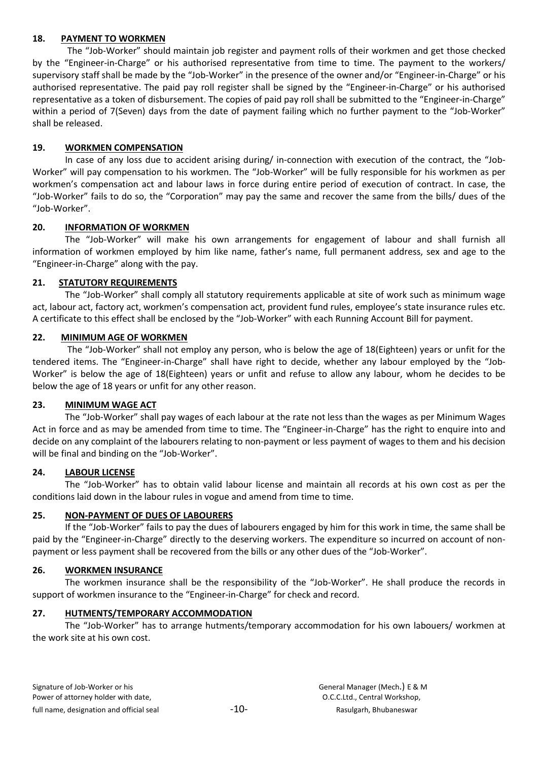### 18. PAYMENT TO WORKMEN

The "Job-Worker" should maintain job register and payment rolls of their workmen and get those checked by the "Engineer-in-Charge" or his authorised representative from time to time. The payment to the workers/ supervisory staff shall be made by the "Job-Worker" in the presence of the owner and/or "Engineer-in-Charge" or his authorised representative. The paid pay roll register shall be signed by the "Engineer-in-Charge" or his authorised representative as a token of disbursement. The copies of paid pay roll shall be submitted to the "Engineer-in-Charge" within a period of 7(Seven) days from the date of payment failing which no further payment to the "Job-Worker" shall be released.

### 19. WORKMEN COMPENSATION

In case of any loss due to accident arising during/ in-connection with execution of the contract, the "Job-Worker" will pay compensation to his workmen. The "Job-Worker" will be fully responsible for his workmen as per workmen's compensation act and labour laws in force during entire period of execution of contract. In case, the "Job-Worker" fails to do so, the "Corporation" may pay the same and recover the same from the bills/ dues of the "Job-Worker".

### 20. INFORMATION OF WORKMEN

The "Job-Worker" will make his own arrangements for engagement of labour and shall furnish all information of workmen employed by him like name, father's name, full permanent address, sex and age to the "Engineer-in-Charge" along with the pay.

### 21. STATUTORY REQUIREMENTS

The "Job-Worker" shall comply all statutory requirements applicable at site of work such as minimum wage act, labour act, factory act, workmen's compensation act, provident fund rules, employee's state insurance rules etc. A certificate to this effect shall be enclosed by the "Job-Worker" with each Running Account Bill for payment.

### 22. MINIMUM AGE OF WORKMEN

The "Job-Worker" shall not employ any person, who is below the age of 18(Eighteen) years or unfit for the tendered items. The "Engineer-in-Charge" shall have right to decide, whether any labour employed by the "Job-Worker" is below the age of 18(Eighteen) years or unfit and refuse to allow any labour, whom he decides to be below the age of 18 years or unfit for any other reason.

### 23. MINIMUM WAGE ACT

The "Job-Worker" shall pay wages of each labour at the rate not less than the wages as per Minimum Wages Act in force and as may be amended from time to time. The "Engineer-in-Charge" has the right to enquire into and decide on any complaint of the labourers relating to non-payment or less payment of wages to them and his decision will be final and binding on the "Job-Worker".

### 24. LABOUR LICENSE

The "Job-Worker" has to obtain valid labour license and maintain all records at his own cost as per the conditions laid down in the labour rules in vogue and amend from time to time.

### 25. NON-PAYMENT OF DUES OF LABOURERS

If the "Job-Worker" fails to pay the dues of labourers engaged by him for this work in time, the same shall be paid by the "Engineer-in-Charge" directly to the deserving workers. The expenditure so incurred on account of non-payment or less payment shall be recovered from the bills or any other dues of the "Job-Worker".

### 26. WORKMEN INSURANCE

The workmen insurance shall be the responsibility of the "Job-Worker". He shall produce the records in support of workmen insurance to the "Engineer-in-Charge" for check and record.

### 27. HUTMENTS/TEMPORARY ACCOMMODATION

The "Job-Worker" has to arrange hutments/temporary accommodation for his own labouers/ workmen at the work site at his own cost.

Signature of Job-Worker or his
Power of attorney holder with date,
full name, designation and official seal

General Manager (Mech.) E & M
O.C.C.Ltd., Central Workshop,
Rasulgarh, Bhubaneswar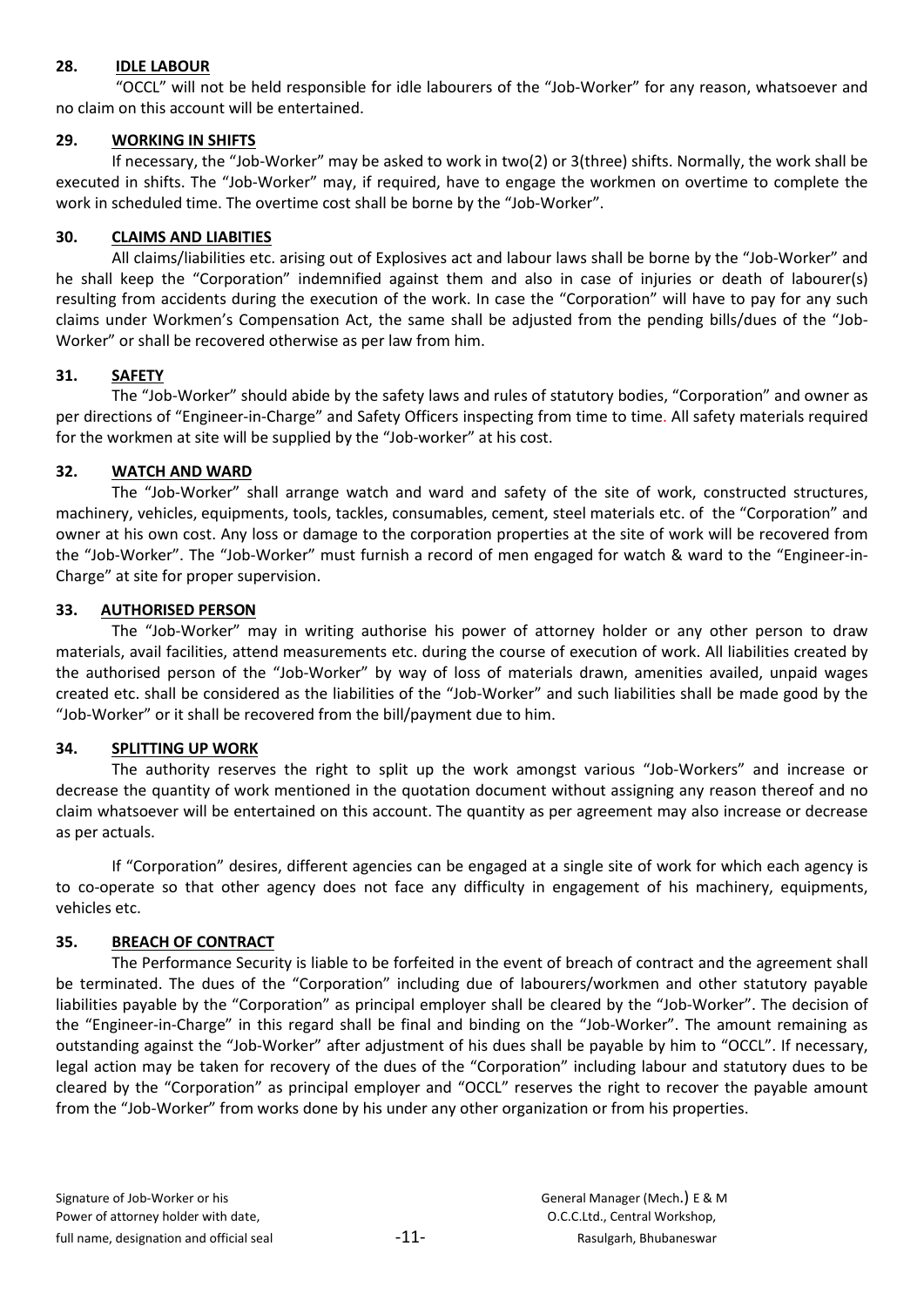## 28. IDLE LABOUR

"OCCL" will not be held responsible for idle labourers of the "Job-Worker" for any reason, whatsoever and no claim on this account will be entertained.

## 29. WORKING IN SHIFTS

If necessary, the "Job-Worker" may be asked to work in two(2) or 3(three) shifts. Normally, the work shall be executed in shifts. The "Job-Worker" may, if required, have to engage the workmen on overtime to complete the work in scheduled time. The overtime cost shall be borne by the "Job-Worker".

## 30. CLAIMS AND LIABITIES

All claims/liabilities etc. arising out of Explosives act and labour laws shall be borne by the "Job-Worker" and he shall keep the "Corporation" indemnified against them and also in case of injuries or death of labourer(s) resulting from accidents during the execution of the work. In case the "Corporation" will have to pay for any such claims under Workmen's Compensation Act, the same shall be adjusted from the pending bills/dues of the "Job-Worker" or shall be recovered otherwise as per law from him.

## 31. SAFETY

The "Job-Worker" should abide by the safety laws and rules of statutory bodies, "Corporation" and owner as per directions of "Engineer-in-Charge" and Safety Officers inspecting from time to time. All safety materials required for the workmen at site will be supplied by the "Job-worker" at his cost.

## 32. WATCH AND WARD

The "Job-Worker" shall arrange watch and ward and safety of the site of work, constructed structures, machinery, vehicles, equipments, tools, tackles, consumables, cement, steel materials etc. of the "Corporation" and owner at his own cost. Any loss or damage to the corporation properties at the site of work will be recovered from the "Job-Worker". The "Job-Worker" must furnish a record of men engaged for watch & ward to the "Engineer-in-Charge" at site for proper supervision.

## 33. AUTHORISED PERSON

The "Job-Worker" may in writing authorise his power of attorney holder or any other person to draw materials, avail facilities, attend measurements etc. during the course of execution of work. All liabilities created by the authorised person of the "Job-Worker" by way of loss of materials drawn, amenities availed, unpaid wages created etc. shall be considered as the liabilities of the "Job-Worker" and such liabilities shall be made good by the "Job-Worker" or it shall be recovered from the bill/payment due to him.

## 34. SPLITTING UP WORK

The authority reserves the right to split up the work amongst various "Job-Workers" and increase or decrease the quantity of work mentioned in the quotation document without assigning any reason thereof and no claim whatsoever will be entertained on this account. The quantity as per agreement may also increase or decrease as per actuals.

If "Corporation" desires, different agencies can be engaged at a single site of work for which each agency is to co-operate so that other agency does not face any difficulty in engagement of his machinery, equipments, vehicles etc.

## 35. BREACH OF CONTRACT

The Performance Security is liable to be forfeited in the event of breach of contract and the agreement shall be terminated. The dues of the "Corporation" including due of labourers/workmen and other statutory payable liabilities payable by the "Corporation" as principal employer shall be cleared by the "Job-Worker". The decision of the "Engineer-in-Charge" in this regard shall be final and binding on the "Job-Worker". The amount remaining as outstanding against the "Job-Worker" after adjustment of his dues shall be payable by him to "OCCL". If necessary, legal action may be taken for recovery of the dues of the "Corporation" including labour and statutory dues to be cleared by the "Corporation" as principal employer and "OCCL" reserves the right to recover the payable amount from the "Job-Worker" from works done by his under any other organization or from his properties.

Signature of Job-Worker or his Power of attorney holder with date, full name, designation and official seal

General Manager (Mech.) E & M
O.C.C.Ltd., Central Workshop,
Rasulgarh, Bhubaneswar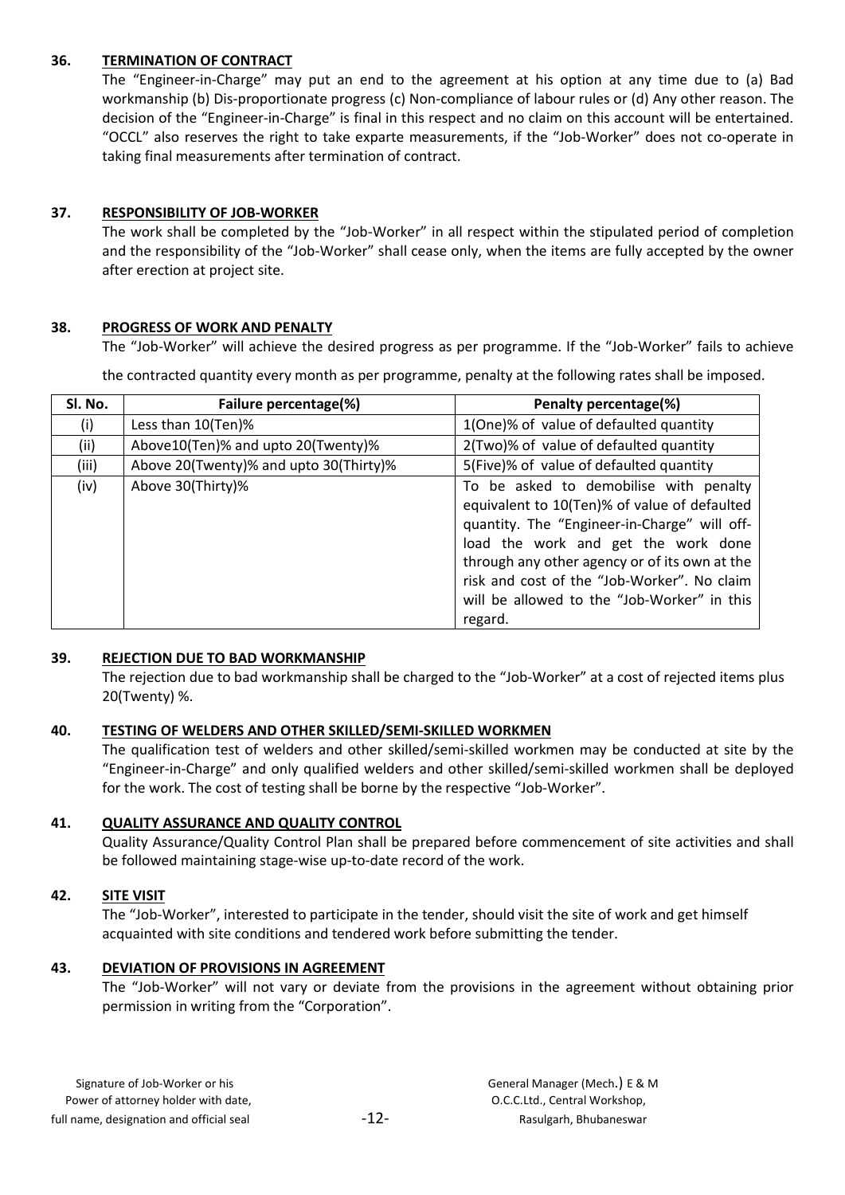### 36. TERMINATION OF CONTRACT

The "Engineer-in-Charge" may put an end to the agreement at his option at any time due to (a) Bad workmanship (b) Dis-proportionate progress (c) Non-compliance of labour rules or (d) Any other reason. The decision of the "Engineer-in-Charge" is final in this respect and no claim on this account will be entertained. "OCCL" also reserves the right to take exparte measurements, if the "Job-Worker" does not co-operate in taking final measurements after termination of contract.

### 37. RESPONSIBILITY OF JOB-WORKER

The work shall be completed by the "Job-Worker" in all respect within the stipulated period of completion and the responsibility of the "Job-Worker" shall cease only, when the items are fully accepted by the owner after erection at project site.

### 38. PROGRESS OF WORK AND PENALTY

The "Job-Worker" will achieve the desired progress as per programme. If the "Job-Worker" fails to achieve the contracted quantity every month as per programme, penalty at the following rates shall be imposed.

| Sl. No. | Failure percentage(%) | Penalty percentage(%) |
|---|---|---|
| (i) | Less than 10(Ten)% | 1(One)% of value of defaulted quantity |
| (ii) | Above10(Ten)% and upto 20(Twenty)% | 2(Two)% of value of defaulted quantity |
| (iii) | Above 20(Twenty)% and upto 30(Thirty)% | 5(Five)% of value of defaulted quantity |
| (iv) | Above 30(Thirty)% | To be asked to demobilise with penalty equivalent to 10(Ten)% of value of defaulted quantity. The "Engineer-in-Charge" will off-load the work and get the work done through any other agency or of its own at the risk and cost of the "Job-Worker". No claim will be allowed to the "Job-Worker" in this regard. |

### 39. REJECTION DUE TO BAD WORKMANSHIP

The rejection due to bad workmanship shall be charged to the "Job-Worker" at a cost of rejected items plus 20(Twenty) %.

### 40. TESTING OF WELDERS AND OTHER SKILLED/SEMI-SKILLED WORKMEN

The qualification test of welders and other skilled/semi-skilled workmen may be conducted at site by the "Engineer-in-Charge" and only qualified welders and other skilled/semi-skilled workmen shall be deployed for the work. The cost of testing shall be borne by the respective "Job-Worker".

### 41. QUALITY ASSURANCE AND QUALITY CONTROL

Quality Assurance/Quality Control Plan shall be prepared before commencement of site activities and shall be followed maintaining stage-wise up-to-date record of the work.

### 42. SITE VISIT

The "Job-Worker", interested to participate in the tender, should visit the site of work and get himself acquainted with site conditions and tendered work before submitting the tender.

### 43. DEVIATION OF PROVISIONS IN AGREEMENT

The "Job-Worker" will not vary or deviate from the provisions in the agreement without obtaining prior permission in writing from the "Corporation".

Signature of Job-Worker or his Power of attorney holder with date, full name, designation and official seal

General Manager (Mech.) E & M
O.C.C.Ltd., Central Workshop,
Rasulgarh, Bhubaneswar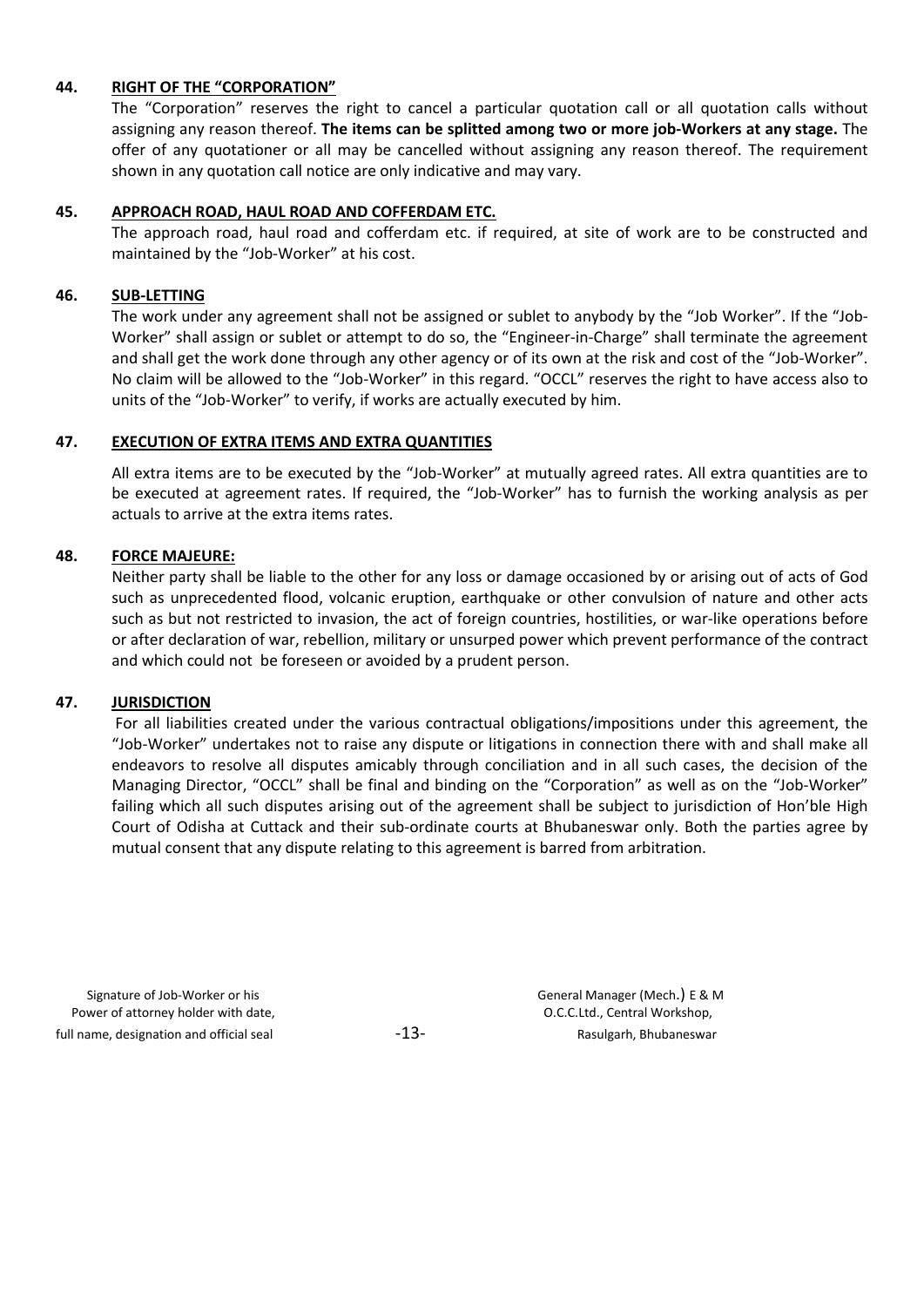**44. RIGHT OF THE "CORPORATION"**

The "Corporation" reserves the right to cancel a particular quotation call or all quotation calls without assigning any reason thereof. **The items can be splitted among two or more job-Workers at any stage.** The offer of any quotationer or all may be cancelled without assigning any reason thereof. The requirement shown in any quotation call notice are only indicative and may vary.

**45. APPROACH ROAD, HAUL ROAD AND COFFERDAM ETC.**

The approach road, haul road and cofferdam etc. if required, at site of work are to be constructed and maintained by the "Job-Worker" at his cost.

**46. SUB-LETTING**

The work under any agreement shall not be assigned or sublet to anybody by the "Job Worker". If the "Job-Worker" shall assign or sublet or attempt to do so, the "Engineer-in-Charge" shall terminate the agreement and shall get the work done through any other agency or of its own at the risk and cost of the "Job-Worker". No claim will be allowed to the "Job-Worker" in this regard. "OCCL" reserves the right to have access also to units of the "Job-Worker" to verify, if works are actually executed by him.

**47. EXECUTION OF EXTRA ITEMS AND EXTRA QUANTITIES**

All extra items are to be executed by the "Job-Worker" at mutually agreed rates. All extra quantities are to be executed at agreement rates. If required, the "Job-Worker" has to furnish the working analysis as per actuals to arrive at the extra items rates.

**48. FORCE MAJEURE:**

Neither party shall be liable to the other for any loss or damage occasioned by or arising out of acts of God such as unprecedented flood, volcanic eruption, earthquake or other convulsion of nature and other acts such as but not restricted to invasion, the act of foreign countries, hostilities, or war-like operations before or after declaration of war, rebellion, military or unsurped power which prevent performance of the contract and which could not be foreseen or avoided by a prudent person.

**47. JURISDICTION**

For all liabilities created under the various contractual obligations/impositions under this agreement, the "Job-Worker" undertakes not to raise any dispute or litigations in connection there with and shall make all endeavors to resolve all disputes amicably through conciliation and in all such cases, the decision of the Managing Director, "OCCL" shall be final and binding on the "Corporation" as well as on the "Job-Worker" failing which all such disputes arising out of the agreement shall be subject to jurisdiction of Hon'ble High Court of Odisha at Cuttack and their sub-ordinate courts at Bhubaneswar only. Both the parties agree by mutual consent that any dispute relating to this agreement is barred from arbitration.

Signature of Job-Worker or his
Power of attorney holder with date,
full name, designation and official seal

General Manager (Mech.) E & M
O.C.C.Ltd., Central Workshop,
Rasulgarh, Bhubaneswar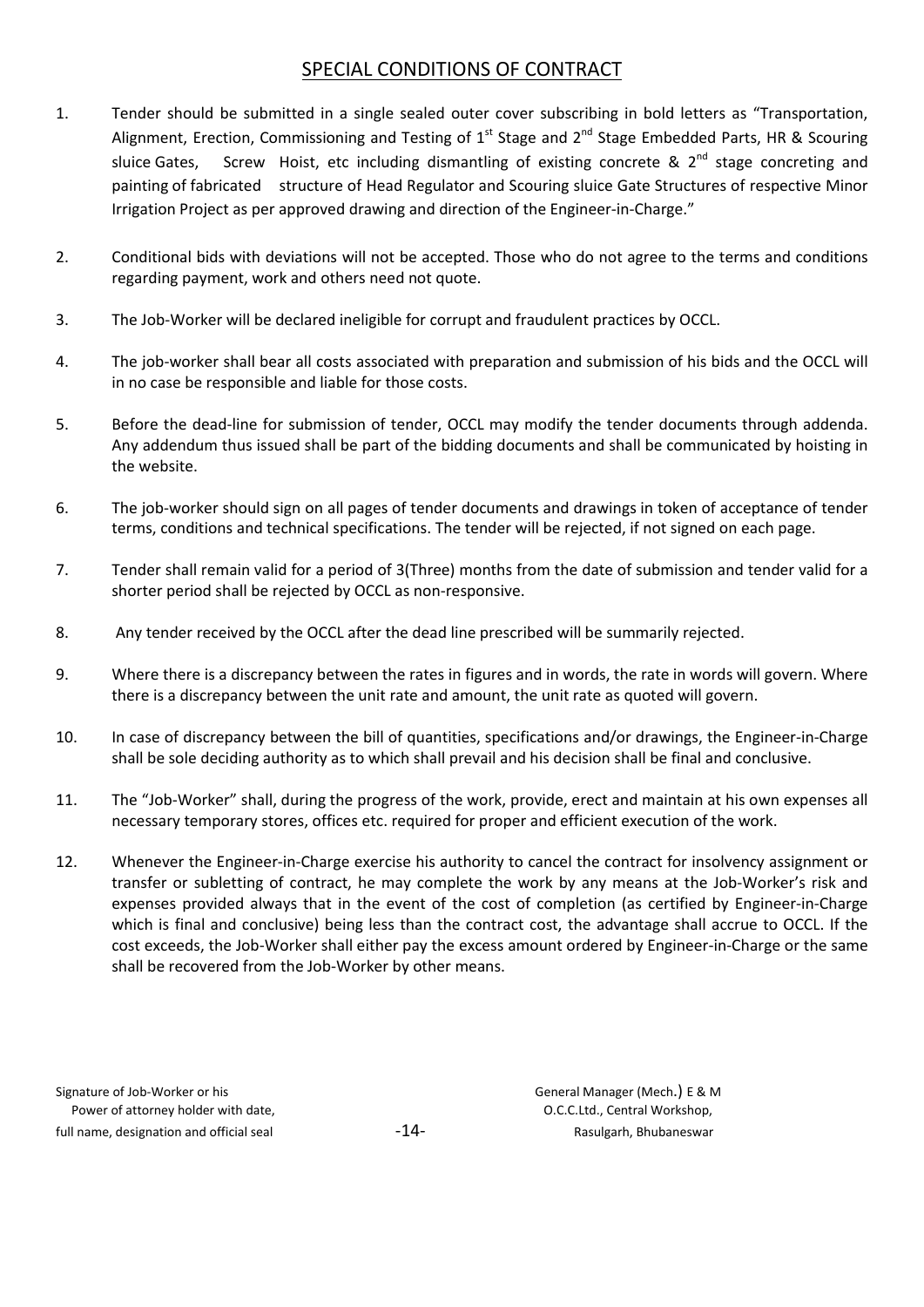## SPECIAL CONDITIONS OF CONTRACT

1. Tender should be submitted in a single sealed outer cover subscribing in bold letters as "Transportation, Alignment, Erection, Commissioning and Testing of 1st Stage and 2nd Stage Embedded Parts, HR & Scouring sluice Gates, Screw Hoist, etc including dismantling of existing concrete & 2nd stage concreting and painting of fabricated structure of Head Regulator and Scouring sluice Gate Structures of respective Minor Irrigation Project as per approved drawing and direction of the Engineer-in-Charge."

2. Conditional bids with deviations will not be accepted. Those who do not agree to the terms and conditions regarding payment, work and others need not quote.

3. The Job-Worker will be declared ineligible for corrupt and fraudulent practices by OCCL.

4. The job-worker shall bear all costs associated with preparation and submission of his bids and the OCCL will in no case be responsible and liable for those costs.

5. Before the dead-line for submission of tender, OCCL may modify the tender documents through addenda. Any addendum thus issued shall be part of the bidding documents and shall be communicated by hoisting in the website.

6. The job-worker should sign on all pages of tender documents and drawings in token of acceptance of tender terms, conditions and technical specifications. The tender will be rejected, if not signed on each page.

7. Tender shall remain valid for a period of 3(Three) months from the date of submission and tender valid for a shorter period shall be rejected by OCCL as non-responsive.

8. Any tender received by the OCCL after the dead line prescribed will be summarily rejected.

9. Where there is a discrepancy between the rates in figures and in words, the rate in words will govern. Where there is a discrepancy between the unit rate and amount, the unit rate as quoted will govern.

10. In case of discrepancy between the bill of quantities, specifications and/or drawings, the Engineer-in-Charge shall be sole deciding authority as to which shall prevail and his decision shall be final and conclusive.

11. The "Job-Worker" shall, during the progress of the work, provide, erect and maintain at his own expenses all necessary temporary stores, offices etc. required for proper and efficient execution of the work.

12. Whenever the Engineer-in-Charge exercise his authority to cancel the contract for insolvency assignment or transfer or subletting of contract, he may complete the work by any means at the Job-Worker's risk and expenses provided always that in the event of the cost of completion (as certified by Engineer-in-Charge which is final and conclusive) being less than the contract cost, the advantage shall accrue to OCCL. If the cost exceeds, the Job-Worker shall either pay the excess amount ordered by Engineer-in-Charge or the same shall be recovered from the Job-Worker by other means.

Signature of Job-Worker or his
Power of attorney holder with date,
full name, designation and official seal

General Manager (Mech.) E & M
O.C.C.Ltd., Central Workshop,
Rasulgarh, Bhubaneswar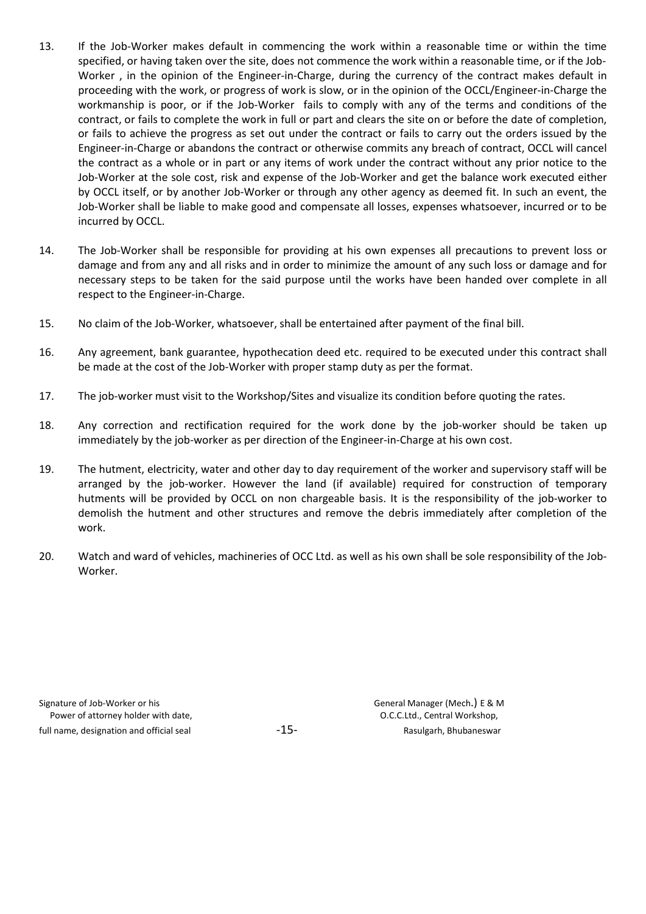13. If the Job-Worker makes default in commencing the work within a reasonable time or within the time specified, or having taken over the site, does not commence the work within a reasonable time, or if the Job-Worker , in the opinion of the Engineer-in-Charge, during the currency of the contract makes default in proceeding with the work, or progress of work is slow, or in the opinion of the OCCL/Engineer-in-Charge the workmanship is poor, or if the Job-Worker fails to comply with any of the terms and conditions of the contract, or fails to complete the work in full or part and clears the site on or before the date of completion, or fails to achieve the progress as set out under the contract or fails to carry out the orders issued by the Engineer-in-Charge or abandons the contract or otherwise commits any breach of contract, OCCL will cancel the contract as a whole or in part or any items of work under the contract without any prior notice to the Job-Worker at the sole cost, risk and expense of the Job-Worker and get the balance work executed either by OCCL itself, or by another Job-Worker or through any other agency as deemed fit. In such an event, the Job-Worker shall be liable to make good and compensate all losses, expenses whatsoever, incurred or to be incurred by OCCL.

14. The Job-Worker shall be responsible for providing at his own expenses all precautions to prevent loss or damage and from any and all risks and in order to minimize the amount of any such loss or damage and for necessary steps to be taken for the said purpose until the works have been handed over complete in all respect to the Engineer-in-Charge.

15. No claim of the Job-Worker, whatsoever, shall be entertained after payment of the final bill.

16. Any agreement, bank guarantee, hypothecation deed etc. required to be executed under this contract shall be made at the cost of the Job-Worker with proper stamp duty as per the format.

17. The job-worker must visit to the Workshop/Sites and visualize its condition before quoting the rates.

18. Any correction and rectification required for the work done by the job-worker should be taken up immediately by the job-worker as per direction of the Engineer-in-Charge at his own cost.

19. The hutment, electricity, water and other day to day requirement of the worker and supervisory staff will be arranged by the job-worker. However the land (if available) required for construction of temporary hutments will be provided by OCCL on non chargeable basis. It is the responsibility of the job-worker to demolish the hutment and other structures and remove the debris immediately after completion of the work.

20. Watch and ward of vehicles, machineries of OCC Ltd. as well as his own shall be sole responsibility of the Job-Worker.

Signature of Job-Worker or his
Power of attorney holder with date,
full name, designation and official seal

General Manager (Mech.) E & M
O.C.C.Ltd., Central Workshop,
Rasulgarh, Bhubaneswar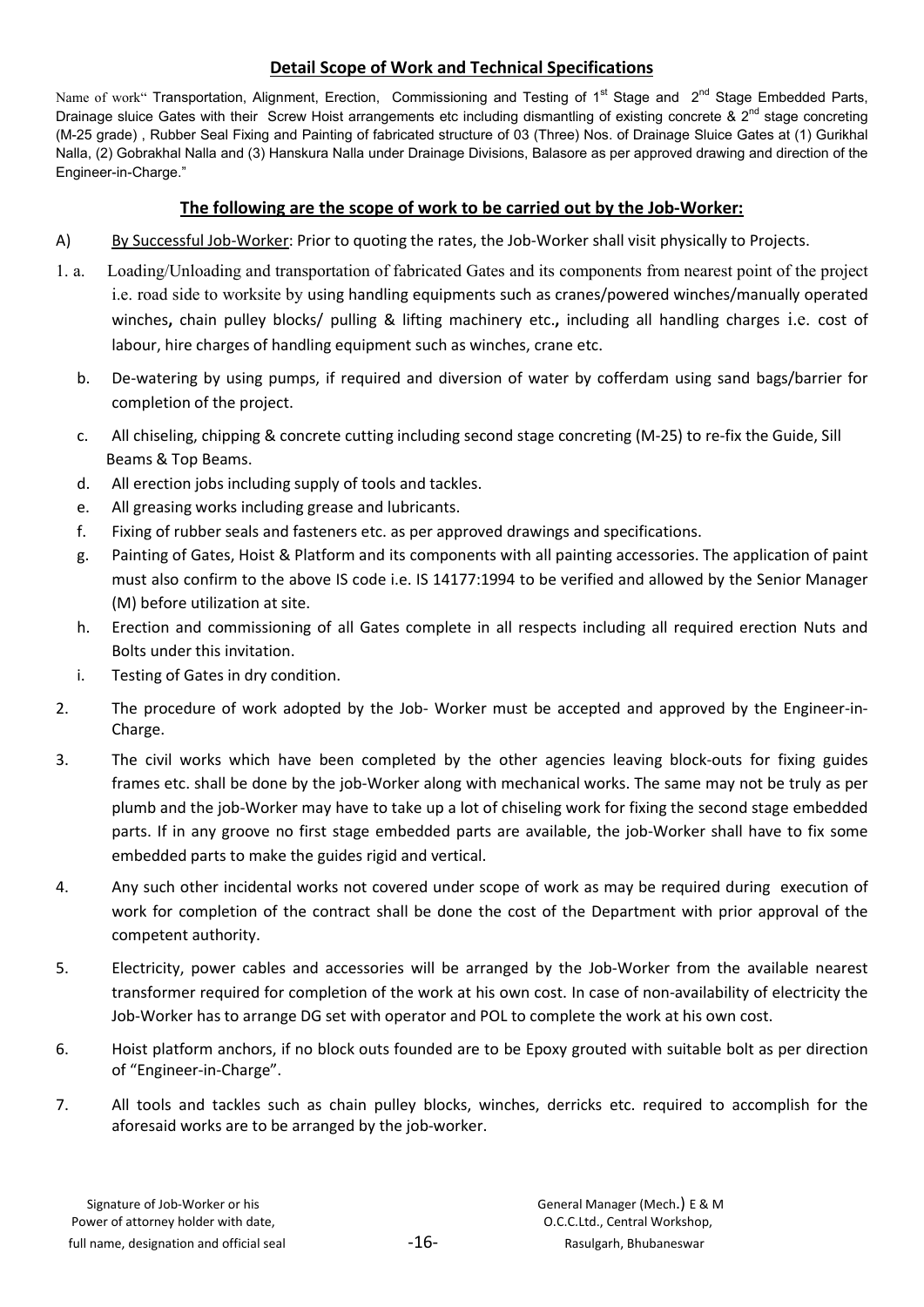## Detail Scope of Work and Technical Specifications

Name of work" Transportation, Alignment, Erection, Commissioning and Testing of 1st Stage and 2nd Stage Embedded Parts, Drainage sluice Gates with their Screw Hoist arrangements etc including dismantling of existing concrete & 2nd stage concreting (M-25 grade) , Rubber Seal Fixing and Painting of fabricated structure of 03 (Three) Nos. of Drainage Sluice Gates at (1) Gurikhal Nalla, (2) Gobrakhal Nalla and (3) Hanskura Nalla under Drainage Divisions, Balasore as per approved drawing and direction of the Engineer-in-Charge."

### The following are the scope of work to be carried out by the Job-Worker:

A) By Successful Job-Worker: Prior to quoting the rates, the Job-Worker shall visit physically to Projects.

1. a. Loading/Unloading and transportation of fabricated Gates and its components from nearest point of the project i.e. road side to worksite by using handling equipments such as cranes/powered winches/manually operated winches**,** chain pulley blocks/ pulling & lifting machinery etc.**,** including all handling charges i.e. cost of labour, hire charges of handling equipment such as winches, crane etc.

   b. De-watering by using pumps, if required and diversion of water by cofferdam using sand bags/barrier for completion of the project.

   c. All chiseling, chipping & concrete cutting including second stage concreting (M-25) to re-fix the Guide, Sill Beams & Top Beams.

   d. All erection jobs including supply of tools and tackles.

   e. All greasing works including grease and lubricants.

   f. Fixing of rubber seals and fasteners etc. as per approved drawings and specifications.

   g. Painting of Gates, Hoist & Platform and its components with all painting accessories. The application of paint must also confirm to the above IS code i.e. IS 14177:1994 to be verified and allowed by the Senior Manager (M) before utilization at site.

   h. Erection and commissioning of all Gates complete in all respects including all required erection Nuts and Bolts under this invitation.

   i. Testing of Gates in dry condition.

2. The procedure of work adopted by the Job- Worker must be accepted and approved by the Engineer-in-Charge.

3. The civil works which have been completed by the other agencies leaving block-outs for fixing guides frames etc. shall be done by the job-Worker along with mechanical works. The same may not be truly as per plumb and the job-Worker may have to take up a lot of chiseling work for fixing the second stage embedded parts. If in any groove no first stage embedded parts are available, the job-Worker shall have to fix some embedded parts to make the guides rigid and vertical.

4. Any such other incidental works not covered under scope of work as may be required during execution of work for completion of the contract shall be done the cost of the Department with prior approval of the competent authority.

5. Electricity, power cables and accessories will be arranged by the Job-Worker from the available nearest transformer required for completion of the work at his own cost. In case of non-availability of electricity the Job-Worker has to arrange DG set with operator and POL to complete the work at his own cost.

6. Hoist platform anchors, if no block outs founded are to be Epoxy grouted with suitable bolt as per direction of "Engineer-in-Charge".

7. All tools and tackles such as chain pulley blocks, winches, derricks etc. required to accomplish for the aforesaid works are to be arranged by the job-worker.

Signature of Job-Worker or his Power of attorney holder with date, full name, designation and official seal

General Manager (Mech.) E & M
O.C.C.Ltd., Central Workshop,
Rasulgarh, Bhubaneswar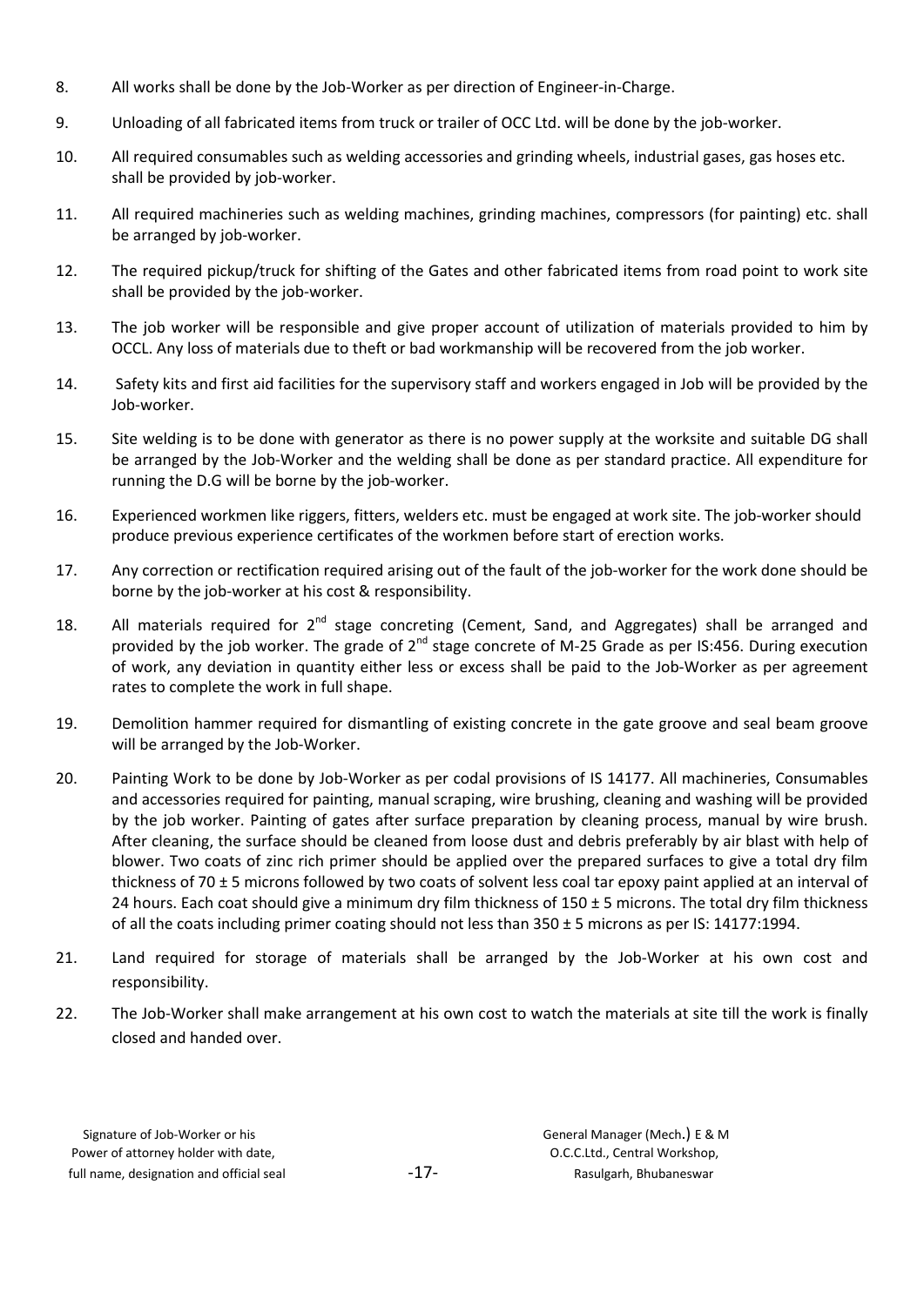8. All works shall be done by the Job-Worker as per direction of Engineer-in-Charge.

9. Unloading of all fabricated items from truck or trailer of OCC Ltd. will be done by the job-worker.

10. All required consumables such as welding accessories and grinding wheels, industrial gases, gas hoses etc. shall be provided by job-worker.

11. All required machineries such as welding machines, grinding machines, compressors (for painting) etc. shall be arranged by job-worker.

12. The required pickup/truck for shifting of the Gates and other fabricated items from road point to work site shall be provided by the job-worker.

13. The job worker will be responsible and give proper account of utilization of materials provided to him by OCCL. Any loss of materials due to theft or bad workmanship will be recovered from the job worker.

14. Safety kits and first aid facilities for the supervisory staff and workers engaged in Job will be provided by the Job-worker.

15. Site welding is to be done with generator as there is no power supply at the worksite and suitable DG shall be arranged by the Job-Worker and the welding shall be done as per standard practice. All expenditure for running the D.G will be borne by the job-worker.

16. Experienced workmen like riggers, fitters, welders etc. must be engaged at work site. The job-worker should produce previous experience certificates of the workmen before start of erection works.

17. Any correction or rectification required arising out of the fault of the job-worker for the work done should be borne by the job-worker at his cost & responsibility.

18. All materials required for 2nd stage concreting (Cement, Sand, and Aggregates) shall be arranged and provided by the job worker. The grade of 2nd stage concrete of M-25 Grade as per IS:456. During execution of work, any deviation in quantity either less or excess shall be paid to the Job-Worker as per agreement rates to complete the work in full shape.

19. Demolition hammer required for dismantling of existing concrete in the gate groove and seal beam groove will be arranged by the Job-Worker.

20. Painting Work to be done by Job-Worker as per codal provisions of IS 14177. All machineries, Consumables and accessories required for painting, manual scraping, wire brushing, cleaning and washing will be provided by the job worker. Painting of gates after surface preparation by cleaning process, manual by wire brush. After cleaning, the surface should be cleaned from loose dust and debris preferably by air blast with help of blower. Two coats of zinc rich primer should be applied over the prepared surfaces to give a total dry film thickness of 70 ± 5 microns followed by two coats of solvent less coal tar epoxy paint applied at an interval of 24 hours. Each coat should give a minimum dry film thickness of 150 ± 5 microns. The total dry film thickness of all the coats including primer coating should not less than 350 ± 5 microns as per IS: 14177:1994.

21. Land required for storage of materials shall be arranged by the Job-Worker at his own cost and responsibility.

22. The Job-Worker shall make arrangement at his own cost to watch the materials at site till the work is finally closed and handed over.

Signature of Job-Worker or his
Power of attorney holder with date,
full name, designation and official seal

General Manager (Mech.) E & M
O.C.C.Ltd., Central Workshop,
Rasulgarh, Bhubaneswar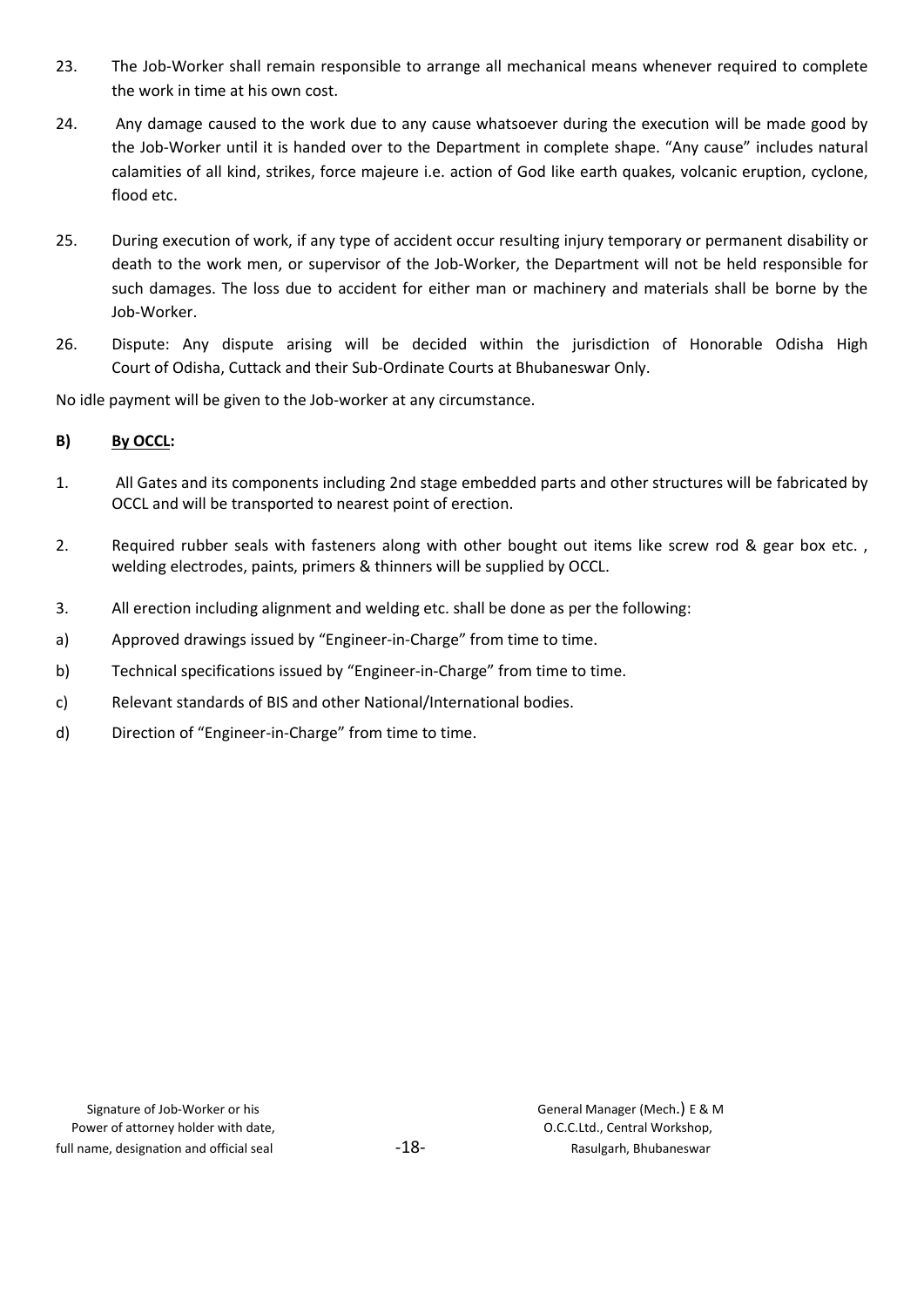23. The Job-Worker shall remain responsible to arrange all mechanical means whenever required to complete the work in time at his own cost.

24. Any damage caused to the work due to any cause whatsoever during the execution will be made good by the Job-Worker until it is handed over to the Department in complete shape. "Any cause" includes natural calamities of all kind, strikes, force majeure i.e. action of God like earth quakes, volcanic eruption, cyclone, flood etc.

25. During execution of work, if any type of accident occur resulting injury temporary or permanent disability or death to the work men, or supervisor of the Job-Worker, the Department will not be held responsible for such damages. The loss due to accident for either man or machinery and materials shall be borne by the Job-Worker.

26. Dispute: Any dispute arising will be decided within the jurisdiction of Honorable Odisha High Court of Odisha, Cuttack and their Sub-Ordinate Courts at Bhubaneswar Only.

No idle payment will be given to the Job-worker at any circumstance.

**B) <u>By OCCL</u>:**

1. All Gates and its components including 2nd stage embedded parts and other structures will be fabricated by OCCL and will be transported to nearest point of erection.

2. Required rubber seals with fasteners along with other bought out items like screw rod & gear box etc. , welding electrodes, paints, primers & thinners will be supplied by OCCL.

3. All erection including alignment and welding etc. shall be done as per the following:

a) Approved drawings issued by "Engineer-in-Charge" from time to time.

b) Technical specifications issued by "Engineer-in-Charge" from time to time.

c) Relevant standards of BIS and other National/International bodies.

d) Direction of "Engineer-in-Charge" from time to time.

Signature of Job-Worker or his
Power of attorney holder with date,
full name, designation and official seal

General Manager (Mech.) E & M
O.C.C.Ltd., Central Workshop,
Rasulgarh, Bhubaneswar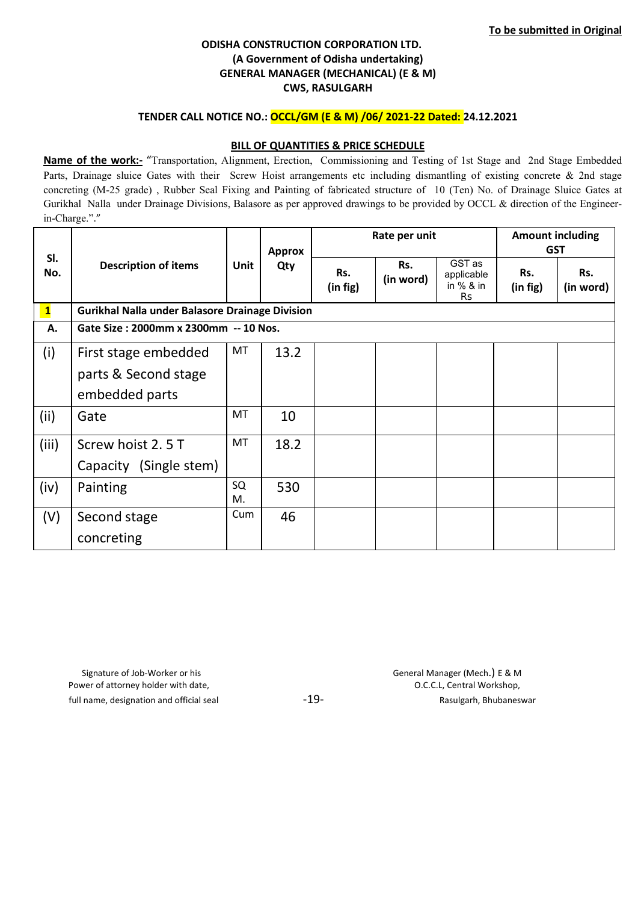**To be submitted in Original**

**ODISHA CONSTRUCTION CORPORATION LTD.**
**(A Government of Odisha undertaking)**
**GENERAL MANAGER (MECHANICAL) (E & M)**
**CWS, RASULGARH**

**TENDER CALL NOTICE NO.: OCCL/GM (E & M) /06/ 2021-22 Dated: 24.12.2021**

**BILL OF QUANTITIES & PRICE SCHEDULE**

**Name of the work:-** "Transportation, Alignment, Erection, Commissioning and Testing of 1st Stage and 2nd Stage Embedded Parts, Drainage sluice Gates with their Screw Hoist arrangements etc including dismantling of existing concrete & 2nd stage concreting (M-25 grade) , Rubber Seal Fixing and Painting of fabricated structure of 10 (Ten) No. of Drainage Sluice Gates at Gurikhal Nalla under Drainage Divisions, Balasore as per approved drawings to be provided by OCCL & direction of the Engineer-in-Charge."."

| Sl. No. | Description of items | Unit | Approx Qty | Rate per unit | | | Amount including GST | |
|---|---|---|---|---|---|---|---|---|
| | | | | Rs. (in fig) | Rs. (in word) | GST as applicable in % & in Rs | Rs. (in fig) | Rs. (in word) |
| **1** | **Gurikhal Nalla under Balasore Drainage Division** | | | | | | | |
| **A.** | **Gate Size : 2000mm x 2300mm -- 10 Nos.** | | | | | | | |
| (i) | First stage embedded parts & Second stage embedded parts | MT | 13.2 | | | | | |
| (ii) | Gate | MT | 10 | | | | | |
| (iii) | Screw hoist 2. 5 T Capacity (Single stem) | MT | 18.2 | | | | | |
| (iv) | Painting | SQ M. | 530 | | | | | |
| (V) | Second stage concreting | Cum | 46 | | | | | |

Signature of Job-Worker or his
Power of attorney holder with date,
full name, designation and official seal

General Manager (Mech.) E & M
O.C.C.L, Central Workshop,
Rasulgarh, Bhubaneswar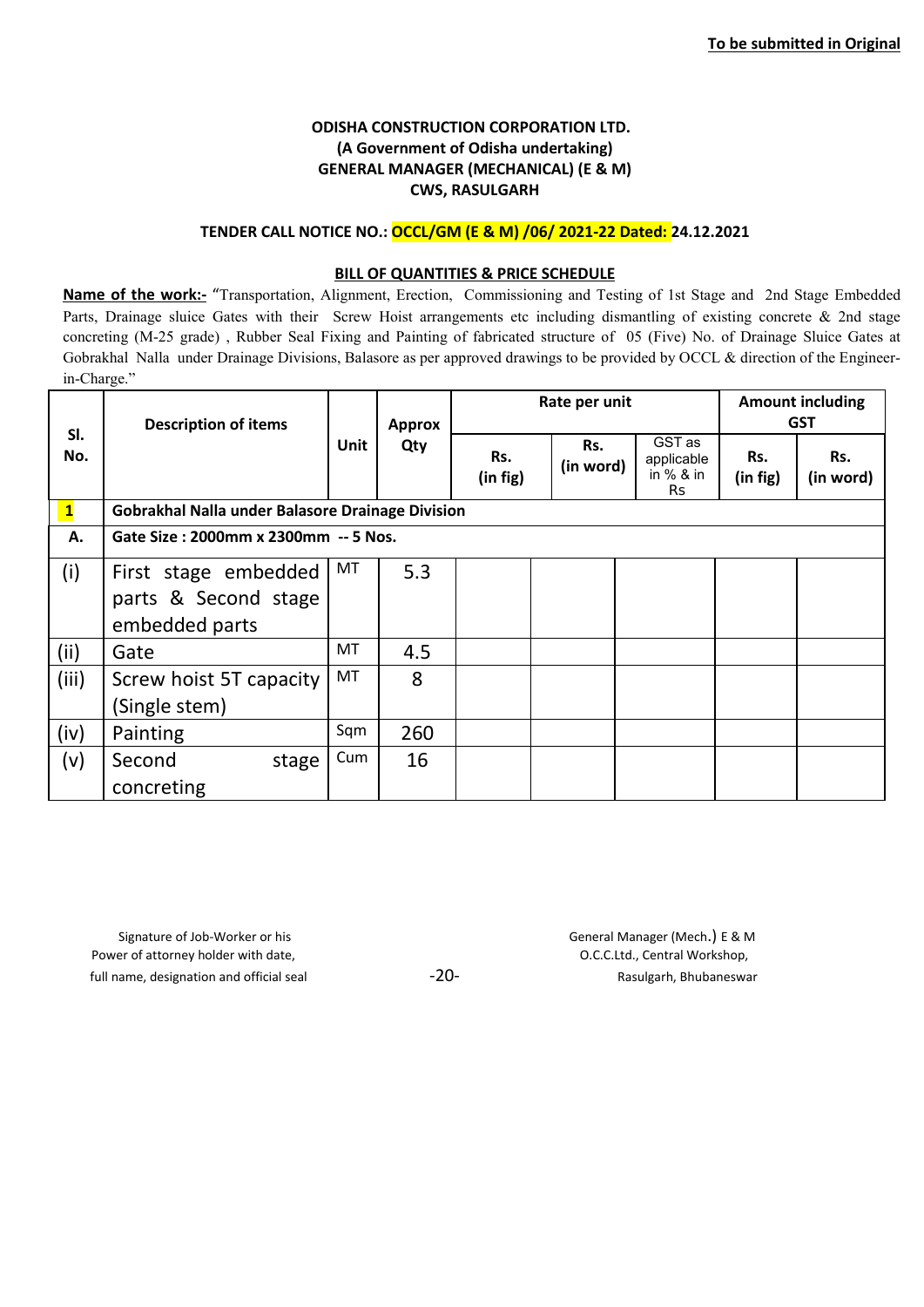**To be submitted in Original**

**ODISHA CONSTRUCTION CORPORATION LTD.**
**(A Government of Odisha undertaking)**
**GENERAL MANAGER (MECHANICAL) (E & M)**
**CWS, RASULGARH**

**TENDER CALL NOTICE NO.: OCCL/GM (E & M) /06/ 2021-22 Dated: 24.12.2021**

**BILL OF QUANTITIES & PRICE SCHEDULE**

**Name of the work:-** "Transportation, Alignment, Erection, Commissioning and Testing of 1st Stage and 2nd Stage Embedded Parts, Drainage sluice Gates with their Screw Hoist arrangements etc including dismantling of existing concrete & 2nd stage concreting (M-25 grade) , Rubber Seal Fixing and Painting of fabricated structure of 05 (Five) No. of Drainage Sluice Gates at Gobrakhal Nalla under Drainage Divisions, Balasore as per approved drawings to be provided by OCCL & direction of the Engineer-in-Charge."

| Sl. No. | Description of items | Unit | Approx Qty | Rate per unit | | | Amount including GST | |
|---|---|---|---|---|---|---|---|---|
| | | | | Rs. (in fig) | Rs. (in word) | GST as applicable in % & in Rs | Rs. (in fig) | Rs. (in word) |
| **1** | **Gobrakhal Nalla under Balasore Drainage Division** | | | | | | | |
| **A.** | **Gate Size : 2000mm x 2300mm -- 5 Nos.** | | | | | | | |
| (i) | First stage embedded parts & Second stage embedded parts | MT | 5.3 | | | | | |
| (ii) | Gate | MT | 4.5 | | | | | |
| (iii) | Screw hoist 5T capacity (Single stem) | MT | 8 | | | | | |
| (iv) | Painting | Sqm | 260 | | | | | |
| (v) | Second stage concreting | Cum | 16 | | | | | |

Signature of Job-Worker or his
Power of attorney holder with date,
full name, designation and official seal

General Manager (Mech.) E & M
O.C.C.Ltd., Central Workshop,
Rasulgarh, Bhubaneswar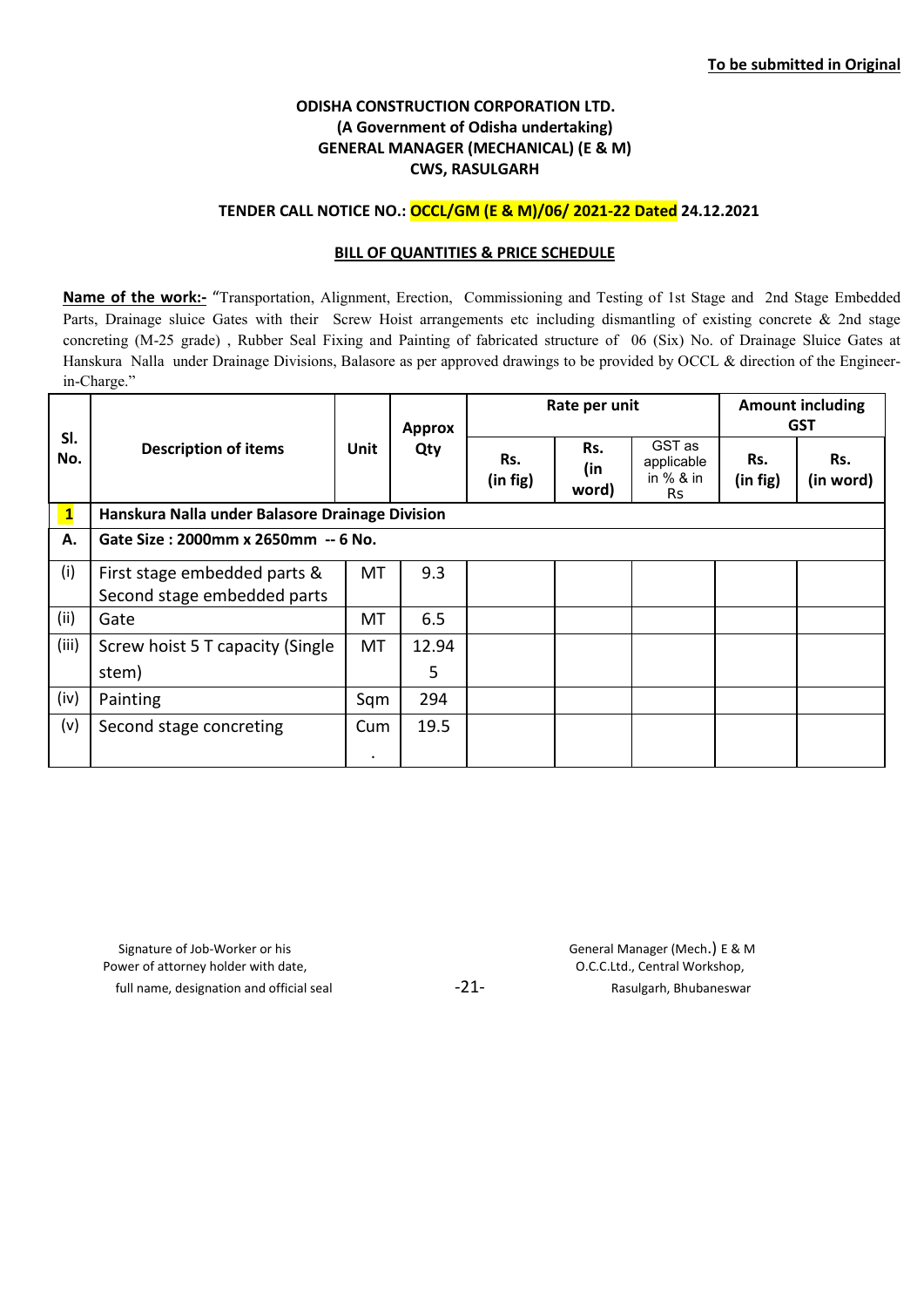**To be submitted in Original**

**ODISHA CONSTRUCTION CORPORATION LTD.**
**(A Government of Odisha undertaking)**
**GENERAL MANAGER (MECHANICAL) (E & M)**
**CWS, RASULGARH**

**TENDER CALL NOTICE NO.: OCCL/GM (E & M)/06/ 2021-22 Dated 24.12.2021**

**BILL OF QUANTITIES & PRICE SCHEDULE**

**Name of the work:-** "Transportation, Alignment, Erection, Commissioning and Testing of 1st Stage and 2nd Stage Embedded Parts, Drainage sluice Gates with their Screw Hoist arrangements etc including dismantling of existing concrete & 2nd stage concreting (M-25 grade) , Rubber Seal Fixing and Painting of fabricated structure of 06 (Six) No. of Drainage Sluice Gates at Hanskura Nalla under Drainage Divisions, Balasore as per approved drawings to be provided by OCCL & direction of the Engineer-in-Charge."

| Sl. No. | Description of items | Unit | Approx Qty | Rate per unit | | | Amount including GST | |
|---|---|---|---|---|---|---|---|---|
| | | | | Rs. (in fig) | Rs. (in word) | GST as applicable in % & in Rs | Rs. (in fig) | Rs. (in word) |
| **1** | **Hanskura Nalla under Balasore Drainage Division** | | | | | | | |
| **A.** | **Gate Size : 2000mm x 2650mm -- 6 No.** | | | | | | | |
| (i) | First stage embedded parts & Second stage embedded parts | MT | 9.3 | | | | | |
| (ii) | Gate | MT | 6.5 | | | | | |
| (iii) | Screw hoist 5 T capacity (Single stem) | MT | 12.945 | | | | | |
| (iv) | Painting | Sqm | 294 | | | | | |
| (v) | Second stage concreting | Cum. | 19.5 | | | | | |

Signature of Job-Worker or his
Power of attorney holder with date,
full name, designation and official seal

General Manager (Mech.) E & M
O.C.C.Ltd., Central Workshop,
Rasulgarh, Bhubaneswar